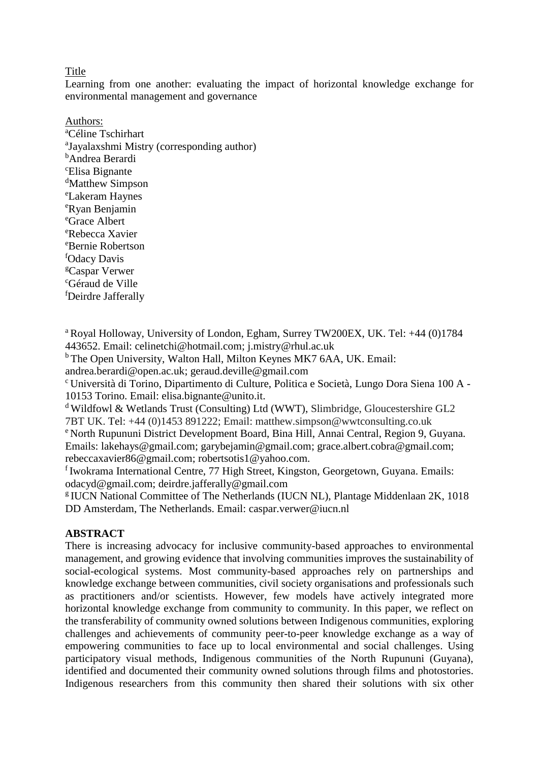Title

Learning from one another: evaluating the impact of horizontal knowledge exchange for environmental management and governance

Authors:

[a]Céline Tschirhart
[a]Jayalaxshmi Mistry (corresponding author)
[b]Andrea Berardi
[c]Elisa Bignante
[d]Matthew Simpson
[e]Lakeram Haynes
[e]Ryan Benjamin
[e]Grace Albert
[e]Rebecca Xavier
[e]Bernie Robertson
[f]Odacy Davis
[g]Caspar Verwer
[c]Géraud de Ville
[f]Deirdre Jafferally

[a] Royal Holloway, University of London, Egham, Surrey TW200EX, UK. Tel: +44 (0)1784 443652. Email: celinetchi@hotmail.com; j.mistry@rhul.ac.uk

[b] The Open University, Walton Hall, Milton Keynes MK7 6AA, UK. Email: andrea.berardi@open.ac.uk; geraud.deville@gmail.com

[c] Università di Torino, Dipartimento di Culture, Politica e Società, Lungo Dora Siena 100 A - 10153 Torino. Email: elisa.bignante@unito.it.

[d] Wildfowl & Wetlands Trust (Consulting) Ltd (WWT), Slimbridge, Gloucestershire GL2 7BT UK. Tel: +44 (0)1453 891222; Email: matthew.simpson@wwtconsulting.co.uk

[e] North Rupununi District Development Board, Bina Hill, Annai Central, Region 9, Guyana. Emails: lakehays@gmail.com; garybejamin@gmail.com; grace.albert.cobra@gmail.com; rebeccaxavier86@gmail.com; robertsotis1@yahoo.com.

[f] Iwokrama International Centre, 77 High Street, Kingston, Georgetown, Guyana. Emails: odacyd@gmail.com; deirdre.jafferally@gmail.com

[g] IUCN National Committee of The Netherlands (IUCN NL), Plantage Middenlaan 2K, 1018 DD Amsterdam, The Netherlands. Email: caspar.verwer@iucn.nl

**ABSTRACT**

There is increasing advocacy for inclusive community-based approaches to environmental management, and growing evidence that involving communities improves the sustainability of social-ecological systems. Most community-based approaches rely on partnerships and knowledge exchange between communities, civil society organisations and professionals such as practitioners and/or scientists. However, few models have actively integrated more horizontal knowledge exchange from community to community. In this paper, we reflect on the transferability of community owned solutions between Indigenous communities, exploring challenges and achievements of community peer-to-peer knowledge exchange as a way of empowering communities to face up to local environmental and social challenges. Using participatory visual methods, Indigenous communities of the North Rupununi (Guyana), identified and documented their community owned solutions through films and photostories. Indigenous researchers from this community then shared their solutions with six other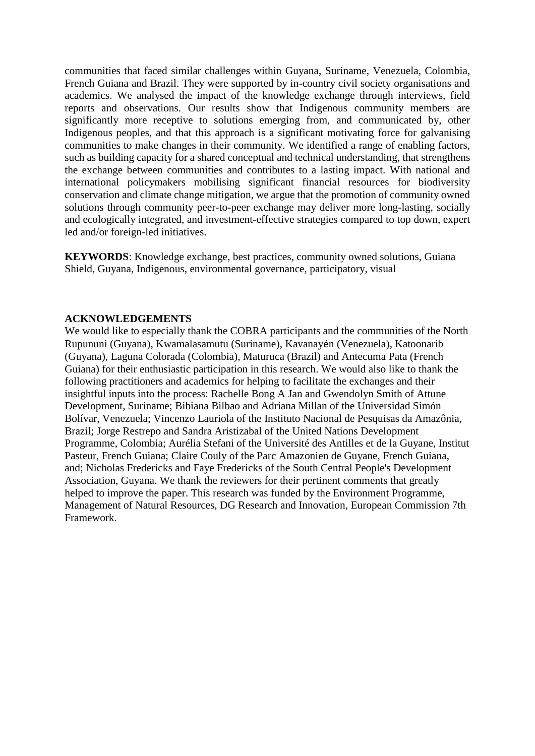communities that faced similar challenges within Guyana, Suriname, Venezuela, Colombia, French Guiana and Brazil. They were supported by in-country civil society organisations and academics. We analysed the impact of the knowledge exchange through interviews, field reports and observations. Our results show that Indigenous community members are significantly more receptive to solutions emerging from, and communicated by, other Indigenous peoples, and that this approach is a significant motivating force for galvanising communities to make changes in their community. We identified a range of enabling factors, such as building capacity for a shared conceptual and technical understanding, that strengthens the exchange between communities and contributes to a lasting impact. With national and international policymakers mobilising significant financial resources for biodiversity conservation and climate change mitigation, we argue that the promotion of community owned solutions through community peer-to-peer exchange may deliver more long-lasting, socially and ecologically integrated, and investment-effective strategies compared to top down, expert led and/or foreign-led initiatives.

**KEYWORDS**: Knowledge exchange, best practices, community owned solutions, Guiana Shield, Guyana, Indigenous, environmental governance, participatory, visual

## ACKNOWLEDGEMENTS

We would like to especially thank the COBRA participants and the communities of the North Rupununi (Guyana), Kwamalasamutu (Suriname), Kavanayén (Venezuela), Katoonarib (Guyana), Laguna Colorada (Colombia), Maturuca (Brazil) and Antecuma Pata (French Guiana) for their enthusiastic participation in this research. We would also like to thank the following practitioners and academics for helping to facilitate the exchanges and their insightful inputs into the process: Rachelle Bong A Jan and Gwendolyn Smith of Attune Development, Suriname; Bibiana Bilbao and Adriana Millan of the Universidad Simón Bolívar, Venezuela; Vincenzo Lauriola of the Instituto Nacional de Pesquisas da Amazônia, Brazil; Jorge Restrepo and Sandra Aristizabal of the United Nations Development Programme, Colombia; Aurélia Stefani of the Université des Antilles et de la Guyane, Institut Pasteur, French Guiana; Claire Couly of the Parc Amazonien de Guyane, French Guiana, and; Nicholas Fredericks and Faye Fredericks of the South Central People's Development Association, Guyana. We thank the reviewers for their pertinent comments that greatly helped to improve the paper. This research was funded by the Environment Programme, Management of Natural Resources, DG Research and Innovation, European Commission 7th Framework.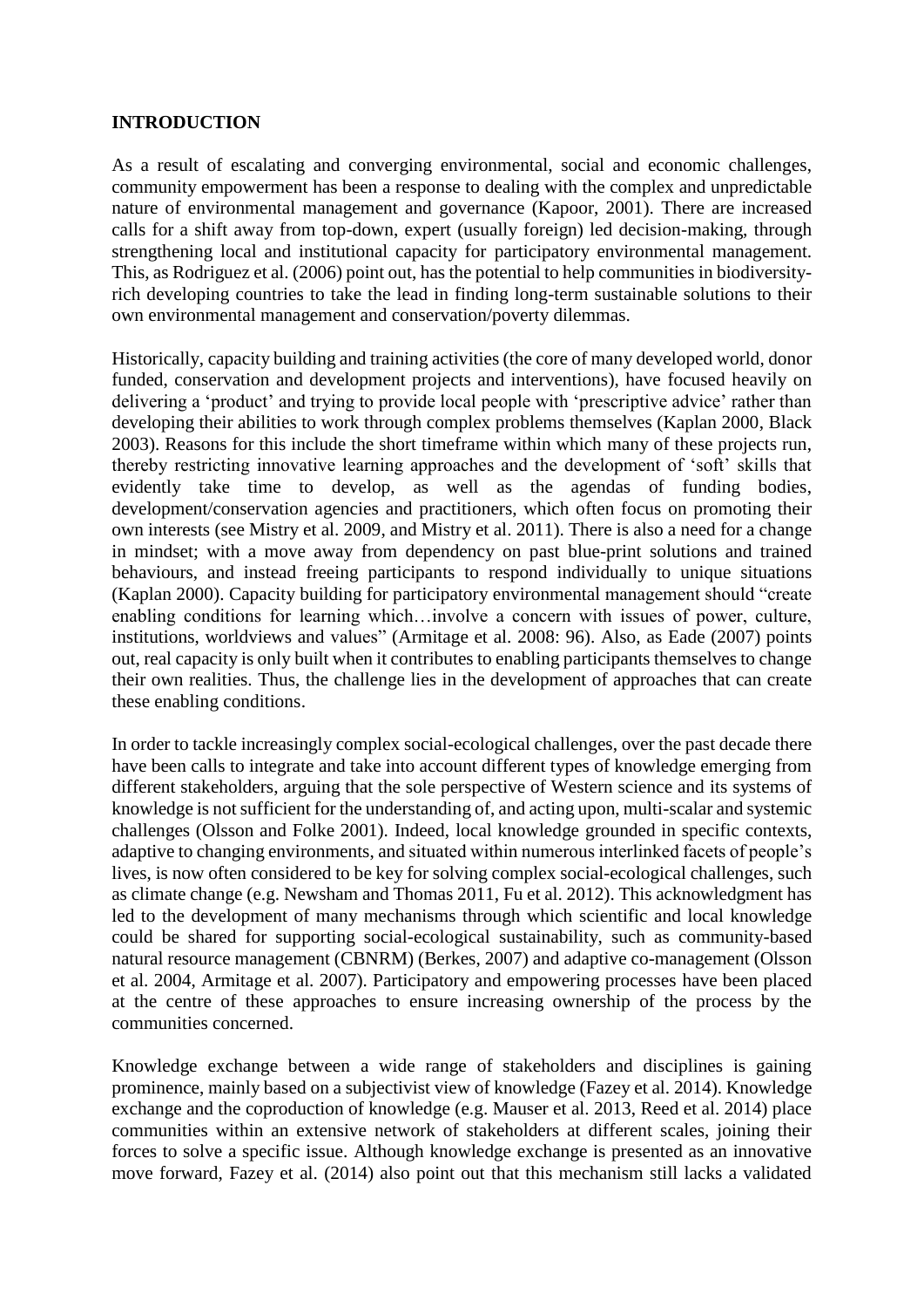## INTRODUCTION

As a result of escalating and converging environmental, social and economic challenges, community empowerment has been a response to dealing with the complex and unpredictable nature of environmental management and governance (Kapoor, 2001). There are increased calls for a shift away from top-down, expert (usually foreign) led decision-making, through strengthening local and institutional capacity for participatory environmental management. This, as Rodriguez et al. (2006) point out, has the potential to help communities in biodiversity-rich developing countries to take the lead in finding long-term sustainable solutions to their own environmental management and conservation/poverty dilemmas.

Historically, capacity building and training activities (the core of many developed world, donor funded, conservation and development projects and interventions), have focused heavily on delivering a 'product' and trying to provide local people with 'prescriptive advice' rather than developing their abilities to work through complex problems themselves (Kaplan 2000, Black 2003). Reasons for this include the short timeframe within which many of these projects run, thereby restricting innovative learning approaches and the development of 'soft' skills that evidently take time to develop, as well as the agendas of funding bodies, development/conservation agencies and practitioners, which often focus on promoting their own interests (see Mistry et al. 2009, and Mistry et al. 2011). There is also a need for a change in mindset; with a move away from dependency on past blue-print solutions and trained behaviours, and instead freeing participants to respond individually to unique situations (Kaplan 2000). Capacity building for participatory environmental management should "create enabling conditions for learning which…involve a concern with issues of power, culture, institutions, worldviews and values" (Armitage et al. 2008: 96). Also, as Eade (2007) points out, real capacity is only built when it contributes to enabling participants themselves to change their own realities. Thus, the challenge lies in the development of approaches that can create these enabling conditions.

In order to tackle increasingly complex social-ecological challenges, over the past decade there have been calls to integrate and take into account different types of knowledge emerging from different stakeholders, arguing that the sole perspective of Western science and its systems of knowledge is not sufficient for the understanding of, and acting upon, multi-scalar and systemic challenges (Olsson and Folke 2001). Indeed, local knowledge grounded in specific contexts, adaptive to changing environments, and situated within numerous interlinked facets of people's lives, is now often considered to be key for solving complex social-ecological challenges, such as climate change (e.g. Newsham and Thomas 2011, Fu et al. 2012). This acknowledgment has led to the development of many mechanisms through which scientific and local knowledge could be shared for supporting social-ecological sustainability, such as community-based natural resource management (CBNRM) (Berkes, 2007) and adaptive co-management (Olsson et al. 2004, Armitage et al. 2007). Participatory and empowering processes have been placed at the centre of these approaches to ensure increasing ownership of the process by the communities concerned.

Knowledge exchange between a wide range of stakeholders and disciplines is gaining prominence, mainly based on a subjectivist view of knowledge (Fazey et al. 2014). Knowledge exchange and the coproduction of knowledge (e.g. Mauser et al. 2013, Reed et al. 2014) place communities within an extensive network of stakeholders at different scales, joining their forces to solve a specific issue. Although knowledge exchange is presented as an innovative move forward, Fazey et al. (2014) also point out that this mechanism still lacks a validated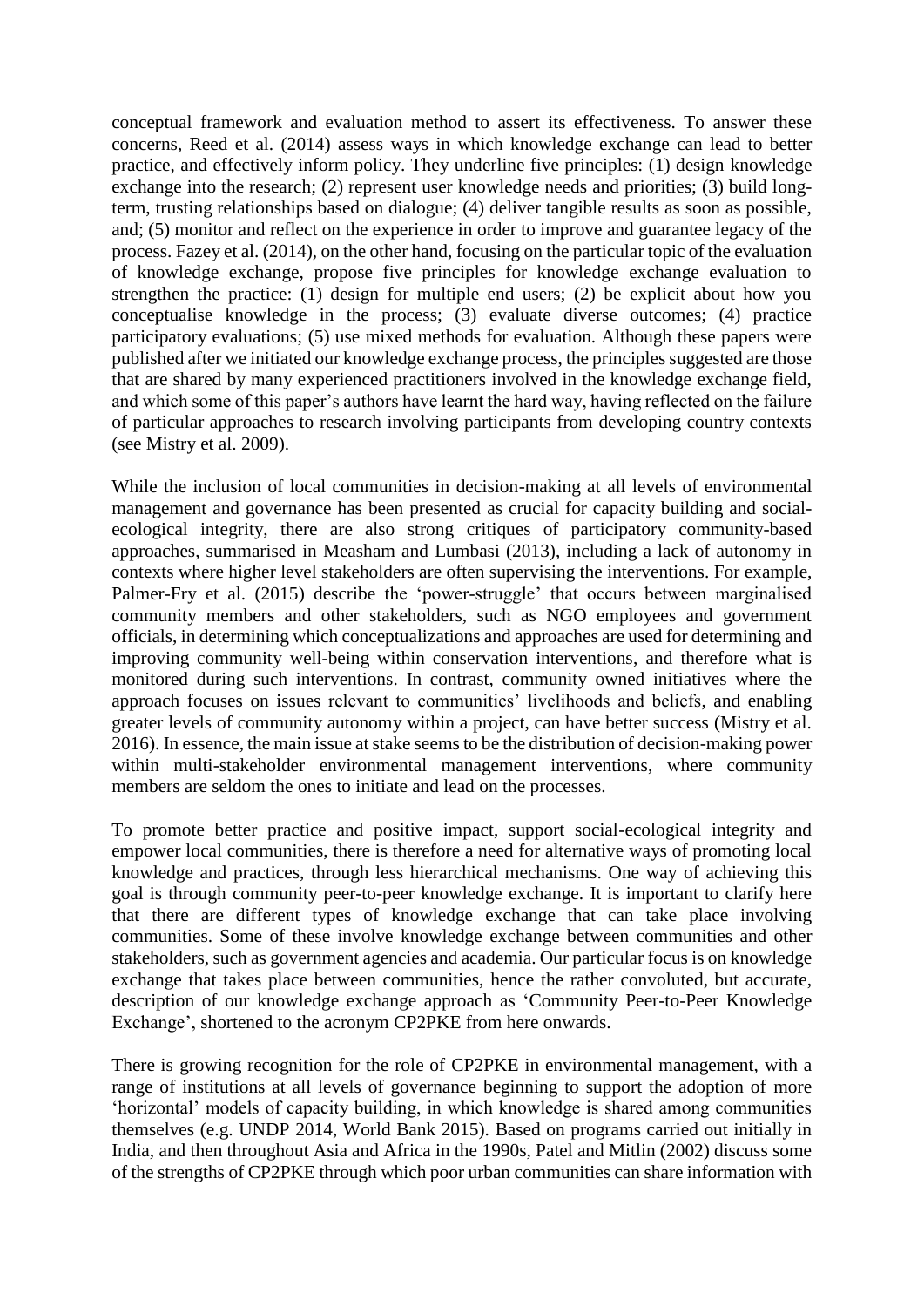conceptual framework and evaluation method to assert its effectiveness. To answer these concerns, Reed et al. (2014) assess ways in which knowledge exchange can lead to better practice, and effectively inform policy. They underline five principles: (1) design knowledge exchange into the research; (2) represent user knowledge needs and priorities; (3) build long-term, trusting relationships based on dialogue; (4) deliver tangible results as soon as possible, and; (5) monitor and reflect on the experience in order to improve and guarantee legacy of the process. Fazey et al. (2014), on the other hand, focusing on the particular topic of the evaluation of knowledge exchange, propose five principles for knowledge exchange evaluation to strengthen the practice: (1) design for multiple end users; (2) be explicit about how you conceptualise knowledge in the process; (3) evaluate diverse outcomes; (4) practice participatory evaluations; (5) use mixed methods for evaluation. Although these papers were published after we initiated our knowledge exchange process, the principles suggested are those that are shared by many experienced practitioners involved in the knowledge exchange field, and which some of this paper's authors have learnt the hard way, having reflected on the failure of particular approaches to research involving participants from developing country contexts (see Mistry et al. 2009).

While the inclusion of local communities in decision-making at all levels of environmental management and governance has been presented as crucial for capacity building and social-ecological integrity, there are also strong critiques of participatory community-based approaches, summarised in Measham and Lumbasi (2013), including a lack of autonomy in contexts where higher level stakeholders are often supervising the interventions. For example, Palmer-Fry et al. (2015) describe the 'power-struggle' that occurs between marginalised community members and other stakeholders, such as NGO employees and government officials, in determining which conceptualizations and approaches are used for determining and improving community well-being within conservation interventions, and therefore what is monitored during such interventions. In contrast, community owned initiatives where the approach focuses on issues relevant to communities' livelihoods and beliefs, and enabling greater levels of community autonomy within a project, can have better success (Mistry et al. 2016). In essence, the main issue at stake seems to be the distribution of decision-making power within multi-stakeholder environmental management interventions, where community members are seldom the ones to initiate and lead on the processes.

To promote better practice and positive impact, support social-ecological integrity and empower local communities, there is therefore a need for alternative ways of promoting local knowledge and practices, through less hierarchical mechanisms. One way of achieving this goal is through community peer-to-peer knowledge exchange. It is important to clarify here that there are different types of knowledge exchange that can take place involving communities. Some of these involve knowledge exchange between communities and other stakeholders, such as government agencies and academia. Our particular focus is on knowledge exchange that takes place between communities, hence the rather convoluted, but accurate, description of our knowledge exchange approach as 'Community Peer-to-Peer Knowledge Exchange', shortened to the acronym CP2PKE from here onwards.

There is growing recognition for the role of CP2PKE in environmental management, with a range of institutions at all levels of governance beginning to support the adoption of more 'horizontal' models of capacity building, in which knowledge is shared among communities themselves (e.g. UNDP 2014, World Bank 2015). Based on programs carried out initially in India, and then throughout Asia and Africa in the 1990s, Patel and Mitlin (2002) discuss some of the strengths of CP2PKE through which poor urban communities can share information with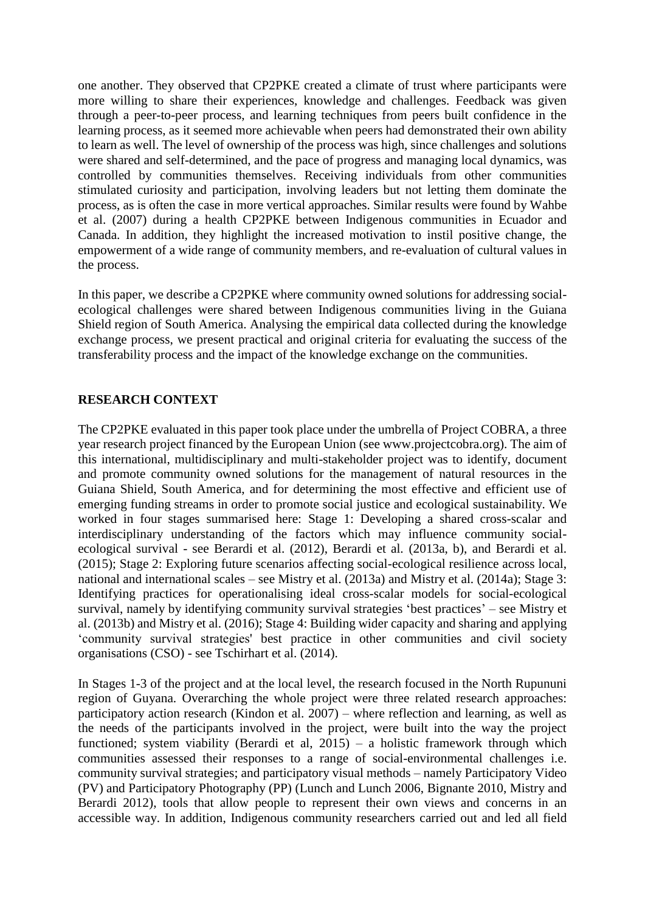one another. They observed that CP2PKE created a climate of trust where participants were more willing to share their experiences, knowledge and challenges. Feedback was given through a peer-to-peer process, and learning techniques from peers built confidence in the learning process, as it seemed more achievable when peers had demonstrated their own ability to learn as well. The level of ownership of the process was high, since challenges and solutions were shared and self-determined, and the pace of progress and managing local dynamics, was controlled by communities themselves. Receiving individuals from other communities stimulated curiosity and participation, involving leaders but not letting them dominate the process, as is often the case in more vertical approaches. Similar results were found by Wahbe et al. (2007) during a health CP2PKE between Indigenous communities in Ecuador and Canada. In addition, they highlight the increased motivation to instil positive change, the empowerment of a wide range of community members, and re-evaluation of cultural values in the process.

In this paper, we describe a CP2PKE where community owned solutions for addressing social-ecological challenges were shared between Indigenous communities living in the Guiana Shield region of South America. Analysing the empirical data collected during the knowledge exchange process, we present practical and original criteria for evaluating the success of the transferability process and the impact of the knowledge exchange on the communities.

## RESEARCH CONTEXT

The CP2PKE evaluated in this paper took place under the umbrella of Project COBRA, a three year research project financed by the European Union (see www.projectcobra.org). The aim of this international, multidisciplinary and multi-stakeholder project was to identify, document and promote community owned solutions for the management of natural resources in the Guiana Shield, South America, and for determining the most effective and efficient use of emerging funding streams in order to promote social justice and ecological sustainability. We worked in four stages summarised here: Stage 1: Developing a shared cross-scalar and interdisciplinary understanding of the factors which may influence community social-ecological survival - see Berardi et al. (2012), Berardi et al. (2013a, b), and Berardi et al. (2015); Stage 2: Exploring future scenarios affecting social-ecological resilience across local, national and international scales – see Mistry et al. (2013a) and Mistry et al. (2014a); Stage 3: Identifying practices for operationalising ideal cross-scalar models for social-ecological survival, namely by identifying community survival strategies 'best practices' – see Mistry et al. (2013b) and Mistry et al. (2016); Stage 4: Building wider capacity and sharing and applying 'community survival strategies' best practice in other communities and civil society organisations (CSO) - see Tschirhart et al. (2014).

In Stages 1-3 of the project and at the local level, the research focused in the North Rupununi region of Guyana. Overarching the whole project were three related research approaches: participatory action research (Kindon et al. 2007) – where reflection and learning, as well as the needs of the participants involved in the project, were built into the way the project functioned; system viability (Berardi et al, 2015) – a holistic framework through which communities assessed their responses to a range of social-environmental challenges i.e. community survival strategies; and participatory visual methods – namely Participatory Video (PV) and Participatory Photography (PP) (Lunch and Lunch 2006, Bignante 2010, Mistry and Berardi 2012), tools that allow people to represent their own views and concerns in an accessible way. In addition, Indigenous community researchers carried out and led all field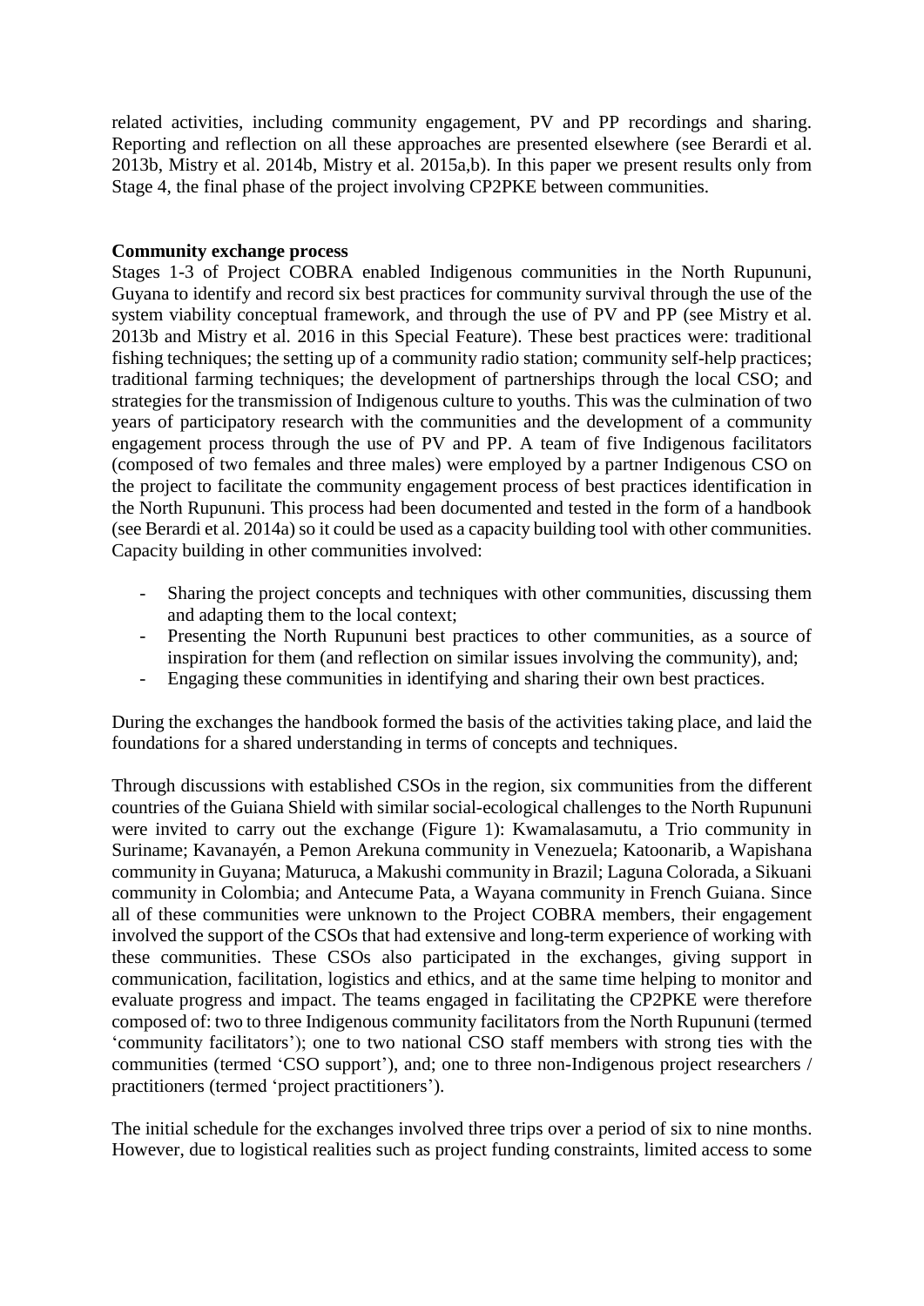related activities, including community engagement, PV and PP recordings and sharing. Reporting and reflection on all these approaches are presented elsewhere (see Berardi et al. 2013b, Mistry et al. 2014b, Mistry et al. 2015a,b). In this paper we present results only from Stage 4, the final phase of the project involving CP2PKE between communities.

**Community exchange process**

Stages 1-3 of Project COBRA enabled Indigenous communities in the North Rupununi, Guyana to identify and record six best practices for community survival through the use of the system viability conceptual framework, and through the use of PV and PP (see Mistry et al. 2013b and Mistry et al. 2016 in this Special Feature). These best practices were: traditional fishing techniques; the setting up of a community radio station; community self-help practices; traditional farming techniques; the development of partnerships through the local CSO; and strategies for the transmission of Indigenous culture to youths. This was the culmination of two years of participatory research with the communities and the development of a community engagement process through the use of PV and PP. A team of five Indigenous facilitators (composed of two females and three males) were employed by a partner Indigenous CSO on the project to facilitate the community engagement process of best practices identification in the North Rupununi. This process had been documented and tested in the form of a handbook (see Berardi et al. 2014a) so it could be used as a capacity building tool with other communities. Capacity building in other communities involved:

- Sharing the project concepts and techniques with other communities, discussing them and adapting them to the local context;
- Presenting the North Rupununi best practices to other communities, as a source of inspiration for them (and reflection on similar issues involving the community), and;
- Engaging these communities in identifying and sharing their own best practices.

During the exchanges the handbook formed the basis of the activities taking place, and laid the foundations for a shared understanding in terms of concepts and techniques.

Through discussions with established CSOs in the region, six communities from the different countries of the Guiana Shield with similar social-ecological challenges to the North Rupununi were invited to carry out the exchange (Figure 1): Kwamalasamutu, a Trio community in Suriname; Kavanayén, a Pemon Arekuna community in Venezuela; Katoonarib, a Wapishana community in Guyana; Maturuca, a Makushi community in Brazil; Laguna Colorada, a Sikuani community in Colombia; and Antecume Pata, a Wayana community in French Guiana. Since all of these communities were unknown to the Project COBRA members, their engagement involved the support of the CSOs that had extensive and long-term experience of working with these communities. These CSOs also participated in the exchanges, giving support in communication, facilitation, logistics and ethics, and at the same time helping to monitor and evaluate progress and impact. The teams engaged in facilitating the CP2PKE were therefore composed of: two to three Indigenous community facilitators from the North Rupununi (termed 'community facilitators'); one to two national CSO staff members with strong ties with the communities (termed 'CSO support'), and; one to three non-Indigenous project researchers / practitioners (termed 'project practitioners').

The initial schedule for the exchanges involved three trips over a period of six to nine months. However, due to logistical realities such as project funding constraints, limited access to some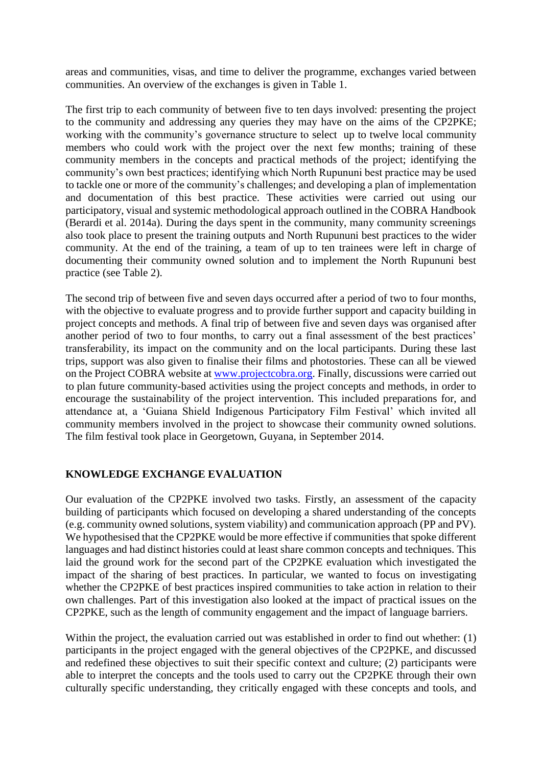areas and communities, visas, and time to deliver the programme, exchanges varied between communities. An overview of the exchanges is given in Table 1.

The first trip to each community of between five to ten days involved: presenting the project to the community and addressing any queries they may have on the aims of the CP2PKE; working with the community's governance structure to select up to twelve local community members who could work with the project over the next few months; training of these community members in the concepts and practical methods of the project; identifying the community's own best practices; identifying which North Rupununi best practice may be used to tackle one or more of the community's challenges; and developing a plan of implementation and documentation of this best practice. These activities were carried out using our participatory, visual and systemic methodological approach outlined in the COBRA Handbook (Berardi et al. 2014a). During the days spent in the community, many community screenings also took place to present the training outputs and North Rupununi best practices to the wider community. At the end of the training, a team of up to ten trainees were left in charge of documenting their community owned solution and to implement the North Rupununi best practice (see Table 2).

The second trip of between five and seven days occurred after a period of two to four months, with the objective to evaluate progress and to provide further support and capacity building in project concepts and methods. A final trip of between five and seven days was organised after another period of two to four months, to carry out a final assessment of the best practices' transferability, its impact on the community and on the local participants. During these last trips, support was also given to finalise their films and photostories. These can all be viewed on the Project COBRA website at www.projectcobra.org. Finally, discussions were carried out to plan future community-based activities using the project concepts and methods, in order to encourage the sustainability of the project intervention. This included preparations for, and attendance at, a 'Guiana Shield Indigenous Participatory Film Festival' which invited all community members involved in the project to showcase their community owned solutions. The film festival took place in Georgetown, Guyana, in September 2014.

## KNOWLEDGE EXCHANGE EVALUATION

Our evaluation of the CP2PKE involved two tasks. Firstly, an assessment of the capacity building of participants which focused on developing a shared understanding of the concepts (e.g. community owned solutions, system viability) and communication approach (PP and PV). We hypothesised that the CP2PKE would be more effective if communities that spoke different languages and had distinct histories could at least share common concepts and techniques. This laid the ground work for the second part of the CP2PKE evaluation which investigated the impact of the sharing of best practices. In particular, we wanted to focus on investigating whether the CP2PKE of best practices inspired communities to take action in relation to their own challenges. Part of this investigation also looked at the impact of practical issues on the CP2PKE, such as the length of community engagement and the impact of language barriers.

Within the project, the evaluation carried out was established in order to find out whether: (1) participants in the project engaged with the general objectives of the CP2PKE, and discussed and redefined these objectives to suit their specific context and culture; (2) participants were able to interpret the concepts and the tools used to carry out the CP2PKE through their own culturally specific understanding, they critically engaged with these concepts and tools, and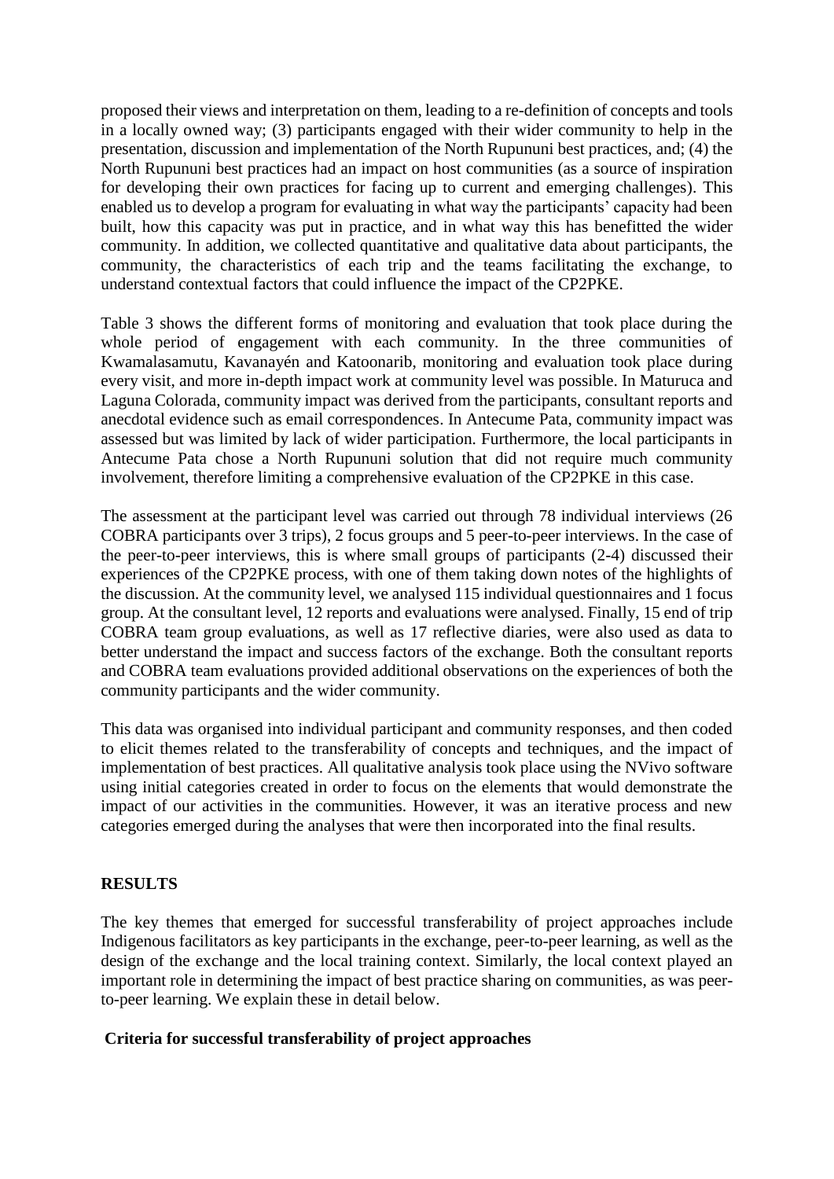proposed their views and interpretation on them, leading to a re-definition of concepts and tools in a locally owned way; (3) participants engaged with their wider community to help in the presentation, discussion and implementation of the North Rupununi best practices, and; (4) the North Rupununi best practices had an impact on host communities (as a source of inspiration for developing their own practices for facing up to current and emerging challenges). This enabled us to develop a program for evaluating in what way the participants' capacity had been built, how this capacity was put in practice, and in what way this has benefitted the wider community. In addition, we collected quantitative and qualitative data about participants, the community, the characteristics of each trip and the teams facilitating the exchange, to understand contextual factors that could influence the impact of the CP2PKE.

Table 3 shows the different forms of monitoring and evaluation that took place during the whole period of engagement with each community. In the three communities of Kwamalasamutu, Kavanayén and Katoonarib, monitoring and evaluation took place during every visit, and more in-depth impact work at community level was possible. In Maturuca and Laguna Colorada, community impact was derived from the participants, consultant reports and anecdotal evidence such as email correspondences. In Antecume Pata, community impact was assessed but was limited by lack of wider participation. Furthermore, the local participants in Antecume Pata chose a North Rupununi solution that did not require much community involvement, therefore limiting a comprehensive evaluation of the CP2PKE in this case.

The assessment at the participant level was carried out through 78 individual interviews (26 COBRA participants over 3 trips), 2 focus groups and 5 peer-to-peer interviews. In the case of the peer-to-peer interviews, this is where small groups of participants (2-4) discussed their experiences of the CP2PKE process, with one of them taking down notes of the highlights of the discussion. At the community level, we analysed 115 individual questionnaires and 1 focus group. At the consultant level, 12 reports and evaluations were analysed. Finally, 15 end of trip COBRA team group evaluations, as well as 17 reflective diaries, were also used as data to better understand the impact and success factors of the exchange. Both the consultant reports and COBRA team evaluations provided additional observations on the experiences of both the community participants and the wider community.

This data was organised into individual participant and community responses, and then coded to elicit themes related to the transferability of concepts and techniques, and the impact of implementation of best practices. All qualitative analysis took place using the NVivo software using initial categories created in order to focus on the elements that would demonstrate the impact of our activities in the communities. However, it was an iterative process and new categories emerged during the analyses that were then incorporated into the final results.

## RESULTS

The key themes that emerged for successful transferability of project approaches include Indigenous facilitators as key participants in the exchange, peer-to-peer learning, as well as the design of the exchange and the local training context. Similarly, the local context played an important role in determining the impact of best practice sharing on communities, as was peer-to-peer learning. We explain these in detail below.

### Criteria for successful transferability of project approaches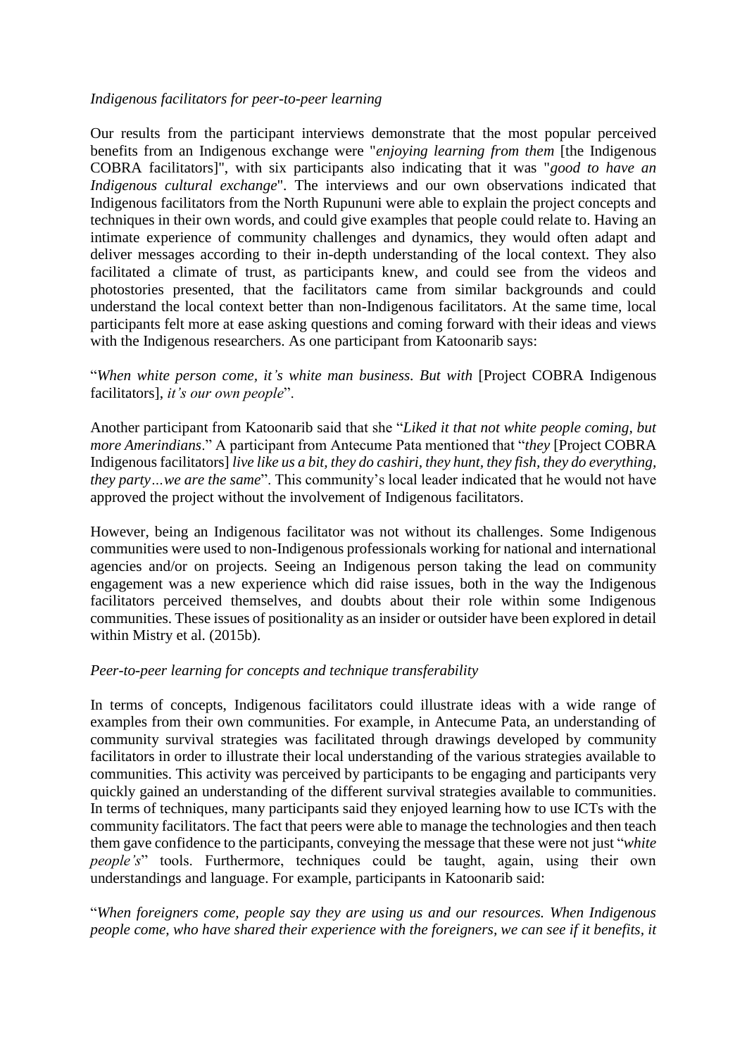*Indigenous facilitators for peer-to-peer learning*

Our results from the participant interviews demonstrate that the most popular perceived benefits from an Indigenous exchange were "*enjoying learning from them* [the Indigenous COBRA facilitators]", with six participants also indicating that it was "*good to have an Indigenous cultural exchange*". The interviews and our own observations indicated that Indigenous facilitators from the North Rupununi were able to explain the project concepts and techniques in their own words, and could give examples that people could relate to. Having an intimate experience of community challenges and dynamics, they would often adapt and deliver messages according to their in-depth understanding of the local context. They also facilitated a climate of trust, as participants knew, and could see from the videos and photostories presented, that the facilitators came from similar backgrounds and could understand the local context better than non-Indigenous facilitators. At the same time, local participants felt more at ease asking questions and coming forward with their ideas and views with the Indigenous researchers. As one participant from Katoonarib says:

"*When white person come, it's white man business. But with* [Project COBRA Indigenous facilitators], *it's our own people*".

Another participant from Katoonarib said that she "*Liked it that not white people coming, but more Amerindians*." A participant from Antecume Pata mentioned that "*they* [Project COBRA Indigenous facilitators] *live like us a bit, they do cashiri, they hunt, they fish, they do everything, they party…we are the same*". This community's local leader indicated that he would not have approved the project without the involvement of Indigenous facilitators.

However, being an Indigenous facilitator was not without its challenges. Some Indigenous communities were used to non-Indigenous professionals working for national and international agencies and/or on projects. Seeing an Indigenous person taking the lead on community engagement was a new experience which did raise issues, both in the way the Indigenous facilitators perceived themselves, and doubts about their role within some Indigenous communities. These issues of positionality as an insider or outsider have been explored in detail within Mistry et al. (2015b).

*Peer-to-peer learning for concepts and technique transferability*

In terms of concepts, Indigenous facilitators could illustrate ideas with a wide range of examples from their own communities. For example, in Antecume Pata, an understanding of community survival strategies was facilitated through drawings developed by community facilitators in order to illustrate their local understanding of the various strategies available to communities. This activity was perceived by participants to be engaging and participants very quickly gained an understanding of the different survival strategies available to communities. In terms of techniques, many participants said they enjoyed learning how to use ICTs with the community facilitators. The fact that peers were able to manage the technologies and then teach them gave confidence to the participants, conveying the message that these were not just "*white people's*" tools. Furthermore, techniques could be taught, again, using their own understandings and language. For example, participants in Katoonarib said:

"*When foreigners come, people say they are using us and our resources. When Indigenous people come, who have shared their experience with the foreigners, we can see if it benefits, it*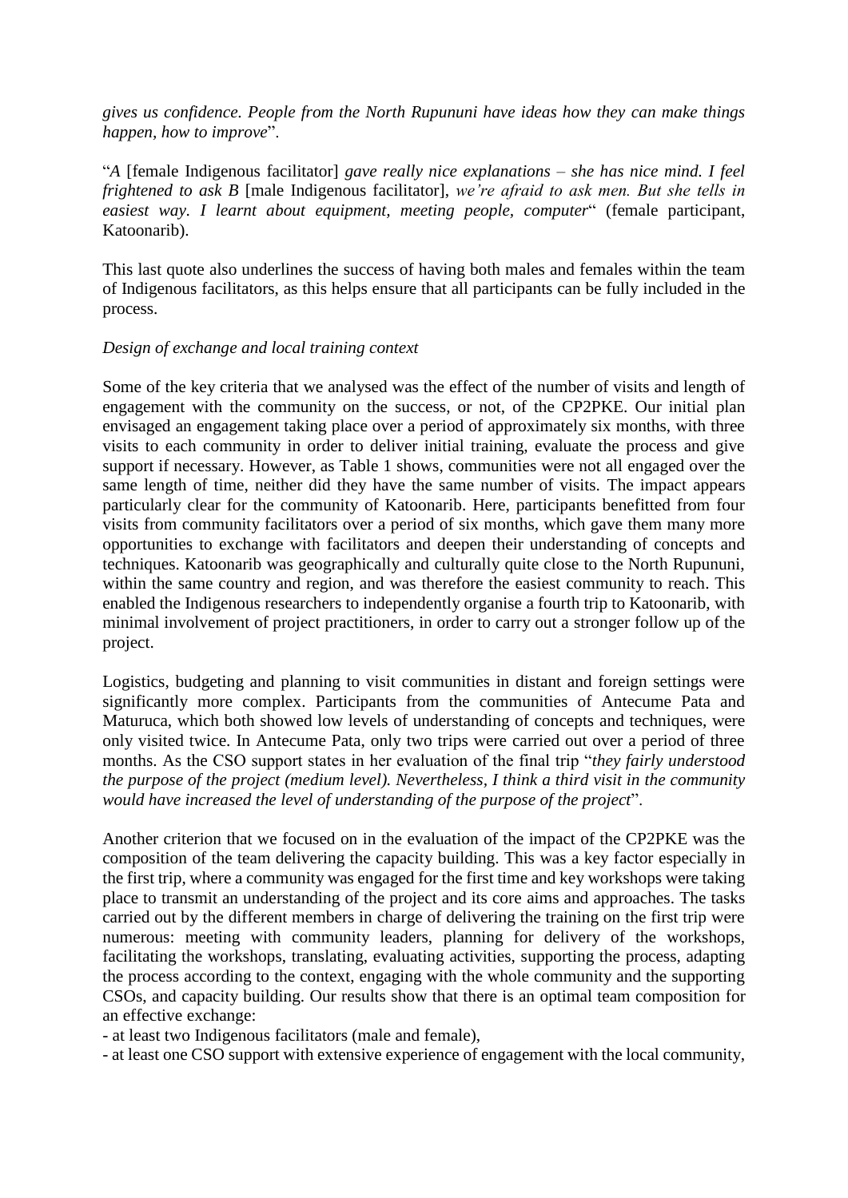*gives us confidence. People from the North Rupununi have ideas how they can make things happen, how to improve*".

"*A* [female Indigenous facilitator] *gave really nice explanations – she has nice mind. I feel frightened to ask B* [male Indigenous facilitator], *we're afraid to ask men. But she tells in easiest way. I learnt about equipment, meeting people, computer*" (female participant, Katoonarib).

This last quote also underlines the success of having both males and females within the team of Indigenous facilitators, as this helps ensure that all participants can be fully included in the process.

*Design of exchange and local training context*

Some of the key criteria that we analysed was the effect of the number of visits and length of engagement with the community on the success, or not, of the CP2PKE. Our initial plan envisaged an engagement taking place over a period of approximately six months, with three visits to each community in order to deliver initial training, evaluate the process and give support if necessary. However, as Table 1 shows, communities were not all engaged over the same length of time, neither did they have the same number of visits. The impact appears particularly clear for the community of Katoonarib. Here, participants benefitted from four visits from community facilitators over a period of six months, which gave them many more opportunities to exchange with facilitators and deepen their understanding of concepts and techniques. Katoonarib was geographically and culturally quite close to the North Rupununi, within the same country and region, and was therefore the easiest community to reach. This enabled the Indigenous researchers to independently organise a fourth trip to Katoonarib, with minimal involvement of project practitioners, in order to carry out a stronger follow up of the project.

Logistics, budgeting and planning to visit communities in distant and foreign settings were significantly more complex. Participants from the communities of Antecume Pata and Maturuca, which both showed low levels of understanding of concepts and techniques, were only visited twice. In Antecume Pata, only two trips were carried out over a period of three months. As the CSO support states in her evaluation of the final trip "*they fairly understood the purpose of the project (medium level). Nevertheless, I think a third visit in the community would have increased the level of understanding of the purpose of the project*".

Another criterion that we focused on in the evaluation of the impact of the CP2PKE was the composition of the team delivering the capacity building. This was a key factor especially in the first trip, where a community was engaged for the first time and key workshops were taking place to transmit an understanding of the project and its core aims and approaches. The tasks carried out by the different members in charge of delivering the training on the first trip were numerous: meeting with community leaders, planning for delivery of the workshops, facilitating the workshops, translating, evaluating activities, supporting the process, adapting the process according to the context, engaging with the whole community and the supporting CSOs, and capacity building. Our results show that there is an optimal team composition for an effective exchange:

- at least two Indigenous facilitators (male and female),
- at least one CSO support with extensive experience of engagement with the local community,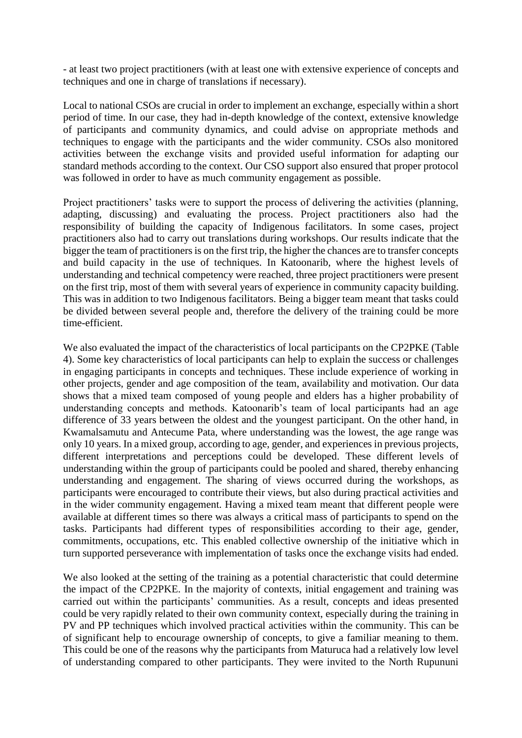- at least two project practitioners (with at least one with extensive experience of concepts and techniques and one in charge of translations if necessary).

Local to national CSOs are crucial in order to implement an exchange, especially within a short period of time. In our case, they had in-depth knowledge of the context, extensive knowledge of participants and community dynamics, and could advise on appropriate methods and techniques to engage with the participants and the wider community. CSOs also monitored activities between the exchange visits and provided useful information for adapting our standard methods according to the context. Our CSO support also ensured that proper protocol was followed in order to have as much community engagement as possible.

Project practitioners' tasks were to support the process of delivering the activities (planning, adapting, discussing) and evaluating the process. Project practitioners also had the responsibility of building the capacity of Indigenous facilitators. In some cases, project practitioners also had to carry out translations during workshops. Our results indicate that the bigger the team of practitioners is on the first trip, the higher the chances are to transfer concepts and build capacity in the use of techniques. In Katoonarib, where the highest levels of understanding and technical competency were reached, three project practitioners were present on the first trip, most of them with several years of experience in community capacity building. This was in addition to two Indigenous facilitators. Being a bigger team meant that tasks could be divided between several people and, therefore the delivery of the training could be more time-efficient.

We also evaluated the impact of the characteristics of local participants on the CP2PKE (Table 4). Some key characteristics of local participants can help to explain the success or challenges in engaging participants in concepts and techniques. These include experience of working in other projects, gender and age composition of the team, availability and motivation. Our data shows that a mixed team composed of young people and elders has a higher probability of understanding concepts and methods. Katoonarib's team of local participants had an age difference of 33 years between the oldest and the youngest participant. On the other hand, in Kwamalsamutu and Antecume Pata, where understanding was the lowest, the age range was only 10 years. In a mixed group, according to age, gender, and experiences in previous projects, different interpretations and perceptions could be developed. These different levels of understanding within the group of participants could be pooled and shared, thereby enhancing understanding and engagement. The sharing of views occurred during the workshops, as participants were encouraged to contribute their views, but also during practical activities and in the wider community engagement. Having a mixed team meant that different people were available at different times so there was always a critical mass of participants to spend on the tasks. Participants had different types of responsibilities according to their age, gender, commitments, occupations, etc. This enabled collective ownership of the initiative which in turn supported perseverance with implementation of tasks once the exchange visits had ended.

We also looked at the setting of the training as a potential characteristic that could determine the impact of the CP2PKE. In the majority of contexts, initial engagement and training was carried out within the participants' communities. As a result, concepts and ideas presented could be very rapidly related to their own community context, especially during the training in PV and PP techniques which involved practical activities within the community. This can be of significant help to encourage ownership of concepts, to give a familiar meaning to them. This could be one of the reasons why the participants from Maturuca had a relatively low level of understanding compared to other participants. They were invited to the North Rupununi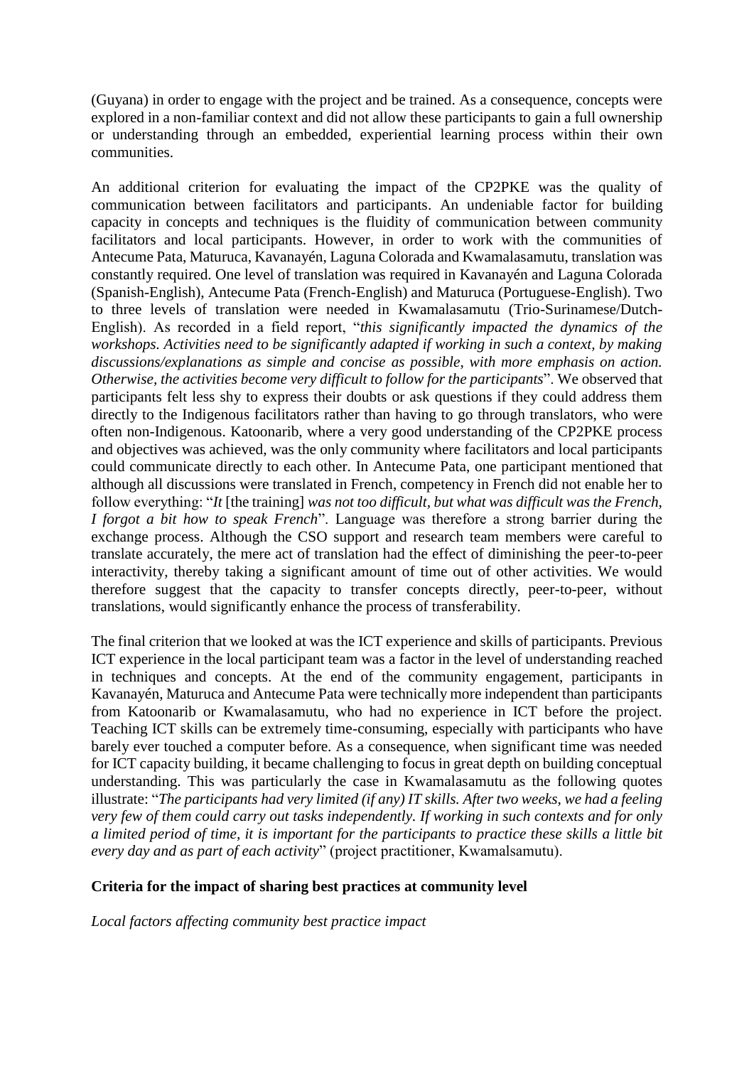(Guyana) in order to engage with the project and be trained. As a consequence, concepts were explored in a non-familiar context and did not allow these participants to gain a full ownership or understanding through an embedded, experiential learning process within their own communities.

An additional criterion for evaluating the impact of the CP2PKE was the quality of communication between facilitators and participants. An undeniable factor for building capacity in concepts and techniques is the fluidity of communication between community facilitators and local participants. However, in order to work with the communities of Antecume Pata, Maturuca, Kavanayén, Laguna Colorada and Kwamalasamutu, translation was constantly required. One level of translation was required in Kavanayén and Laguna Colorada (Spanish-English), Antecume Pata (French-English) and Maturuca (Portuguese-English). Two to three levels of translation were needed in Kwamalasamutu (Trio-Surinamese/Dutch-English). As recorded in a field report, "*this significantly impacted the dynamics of the workshops. Activities need to be significantly adapted if working in such a context, by making discussions/explanations as simple and concise as possible, with more emphasis on action. Otherwise, the activities become very difficult to follow for the participants*". We observed that participants felt less shy to express their doubts or ask questions if they could address them directly to the Indigenous facilitators rather than having to go through translators, who were often non-Indigenous. Katoonarib, where a very good understanding of the CP2PKE process and objectives was achieved, was the only community where facilitators and local participants could communicate directly to each other. In Antecume Pata, one participant mentioned that although all discussions were translated in French, competency in French did not enable her to follow everything: "*It* [the training] *was not too difficult, but what was difficult was the French, I forgot a bit how to speak French*". Language was therefore a strong barrier during the exchange process. Although the CSO support and research team members were careful to translate accurately, the mere act of translation had the effect of diminishing the peer-to-peer interactivity, thereby taking a significant amount of time out of other activities. We would therefore suggest that the capacity to transfer concepts directly, peer-to-peer, without translations, would significantly enhance the process of transferability.

The final criterion that we looked at was the ICT experience and skills of participants. Previous ICT experience in the local participant team was a factor in the level of understanding reached in techniques and concepts. At the end of the community engagement, participants in Kavanayén, Maturuca and Antecume Pata were technically more independent than participants from Katoonarib or Kwamalasamutu, who had no experience in ICT before the project. Teaching ICT skills can be extremely time-consuming, especially with participants who have barely ever touched a computer before. As a consequence, when significant time was needed for ICT capacity building, it became challenging to focus in great depth on building conceptual understanding. This was particularly the case in Kwamalasamutu as the following quotes illustrate: "*The participants had very limited (if any) IT skills. After two weeks, we had a feeling very few of them could carry out tasks independently. If working in such contexts and for only a limited period of time, it is important for the participants to practice these skills a little bit every day and as part of each activity*" (project practitioner, Kwamalsamutu).

**Criteria for the impact of sharing best practices at community level**

*Local factors affecting community best practice impact*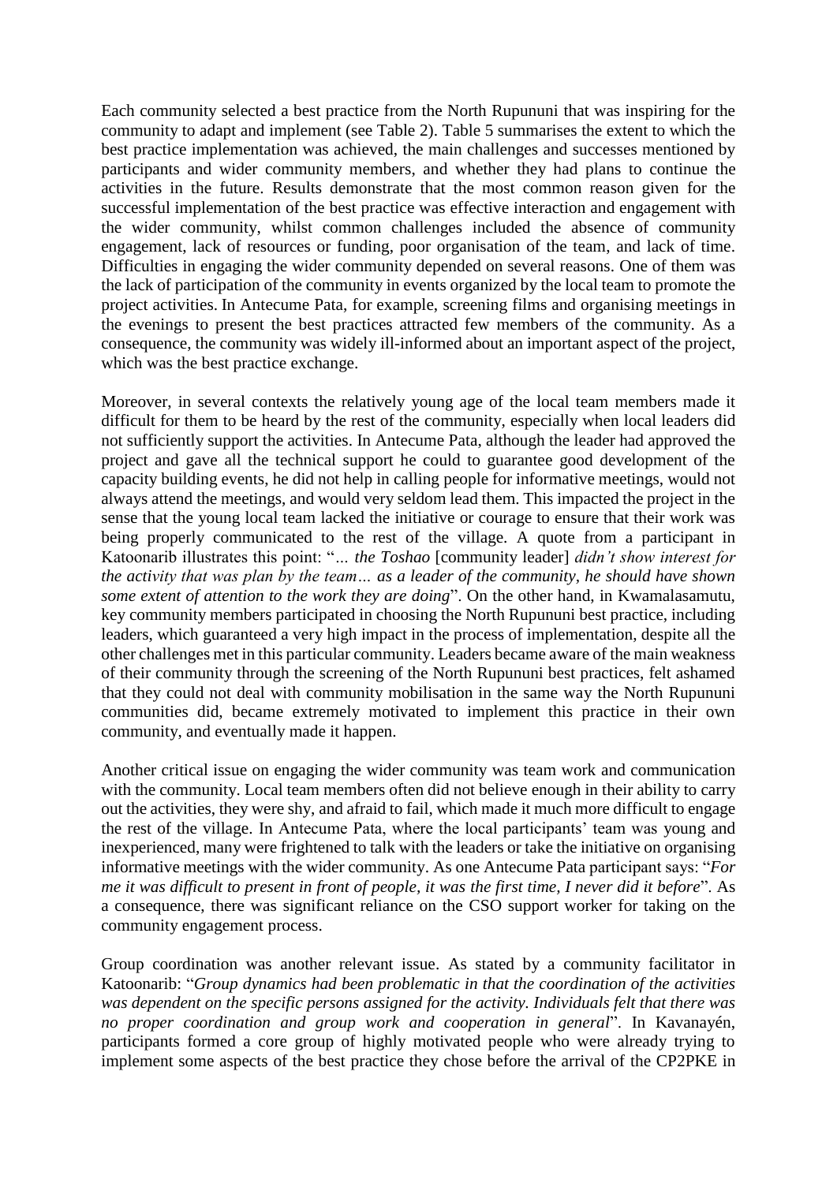Each community selected a best practice from the North Rupununi that was inspiring for the community to adapt and implement (see Table 2). Table 5 summarises the extent to which the best practice implementation was achieved, the main challenges and successes mentioned by participants and wider community members, and whether they had plans to continue the activities in the future. Results demonstrate that the most common reason given for the successful implementation of the best practice was effective interaction and engagement with the wider community, whilst common challenges included the absence of community engagement, lack of resources or funding, poor organisation of the team, and lack of time. Difficulties in engaging the wider community depended on several reasons. One of them was the lack of participation of the community in events organized by the local team to promote the project activities. In Antecume Pata, for example, screening films and organising meetings in the evenings to present the best practices attracted few members of the community. As a consequence, the community was widely ill-informed about an important aspect of the project, which was the best practice exchange.

Moreover, in several contexts the relatively young age of the local team members made it difficult for them to be heard by the rest of the community, especially when local leaders did not sufficiently support the activities. In Antecume Pata, although the leader had approved the project and gave all the technical support he could to guarantee good development of the capacity building events, he did not help in calling people for informative meetings, would not always attend the meetings, and would very seldom lead them. This impacted the project in the sense that the young local team lacked the initiative or courage to ensure that their work was being properly communicated to the rest of the village. A quote from a participant in Katoonarib illustrates this point: "*… the Toshao* [community leader] *didn't show interest for the activity that was plan by the team… as a leader of the community, he should have shown some extent of attention to the work they are doing*". On the other hand, in Kwamalasamutu, key community members participated in choosing the North Rupununi best practice, including leaders, which guaranteed a very high impact in the process of implementation, despite all the other challenges met in this particular community. Leaders became aware of the main weakness of their community through the screening of the North Rupununi best practices, felt ashamed that they could not deal with community mobilisation in the same way the North Rupununi communities did, became extremely motivated to implement this practice in their own community, and eventually made it happen.

Another critical issue on engaging the wider community was team work and communication with the community. Local team members often did not believe enough in their ability to carry out the activities, they were shy, and afraid to fail, which made it much more difficult to engage the rest of the village. In Antecume Pata, where the local participants' team was young and inexperienced, many were frightened to talk with the leaders or take the initiative on organising informative meetings with the wider community. As one Antecume Pata participant says: "*For me it was difficult to present in front of people, it was the first time, I never did it before*". As a consequence, there was significant reliance on the CSO support worker for taking on the community engagement process.

Group coordination was another relevant issue. As stated by a community facilitator in Katoonarib: "*Group dynamics had been problematic in that the coordination of the activities was dependent on the specific persons assigned for the activity. Individuals felt that there was no proper coordination and group work and cooperation in general*". In Kavanayén, participants formed a core group of highly motivated people who were already trying to implement some aspects of the best practice they chose before the arrival of the CP2PKE in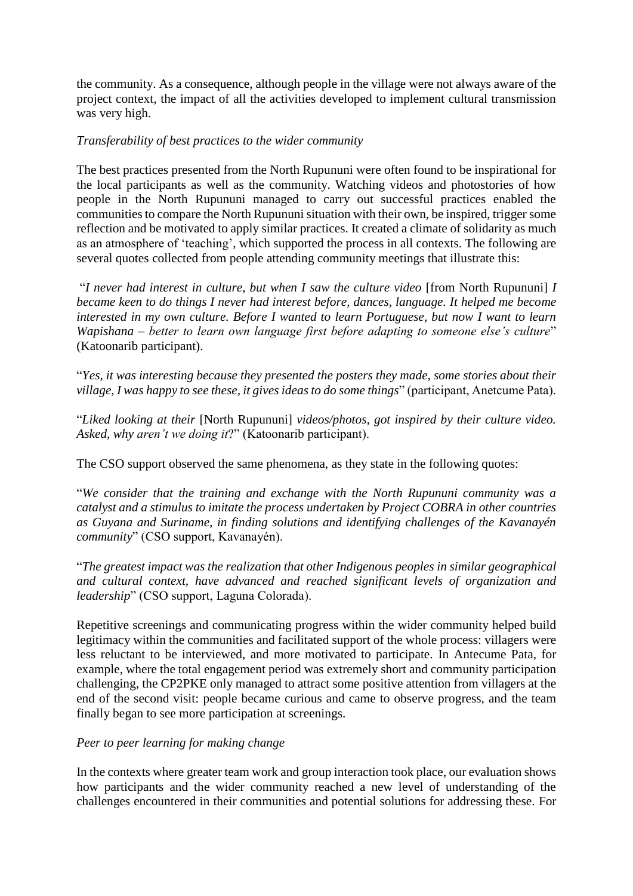the community. As a consequence, although people in the village were not always aware of the project context, the impact of all the activities developed to implement cultural transmission was very high.

*Transferability of best practices to the wider community*

The best practices presented from the North Rupununi were often found to be inspirational for the local participants as well as the community. Watching videos and photostories of how people in the North Rupununi managed to carry out successful practices enabled the communities to compare the North Rupununi situation with their own, be inspired, trigger some reflection and be motivated to apply similar practices. It created a climate of solidarity as much as an atmosphere of 'teaching', which supported the process in all contexts. The following are several quotes collected from people attending community meetings that illustrate this:

"*I never had interest in culture, but when I saw the culture video* [from North Rupununi] *I became keen to do things I never had interest before, dances, language. It helped me become interested in my own culture. Before I wanted to learn Portuguese, but now I want to learn Wapishana – better to learn own language first before adapting to someone else's culture*" (Katoonarib participant).

"*Yes, it was interesting because they presented the posters they made, some stories about their village, I was happy to see these, it gives ideas to do some things*" (participant, Anetcume Pata).

"*Liked looking at their* [North Rupununi] *videos/photos, got inspired by their culture video. Asked, why aren't we doing it*?" (Katoonarib participant).

The CSO support observed the same phenomena, as they state in the following quotes:

"*We consider that the training and exchange with the North Rupununi community was a catalyst and a stimulus to imitate the process undertaken by Project COBRA in other countries as Guyana and Suriname, in finding solutions and identifying challenges of the Kavanayén community*" (CSO support, Kavanayén).

"*The greatest impact was the realization that other Indigenous peoples in similar geographical and cultural context, have advanced and reached significant levels of organization and leadership*" (CSO support, Laguna Colorada).

Repetitive screenings and communicating progress within the wider community helped build legitimacy within the communities and facilitated support of the whole process: villagers were less reluctant to be interviewed, and more motivated to participate. In Antecume Pata, for example, where the total engagement period was extremely short and community participation challenging, the CP2PKE only managed to attract some positive attention from villagers at the end of the second visit: people became curious and came to observe progress, and the team finally began to see more participation at screenings.

*Peer to peer learning for making change*

In the contexts where greater team work and group interaction took place, our evaluation shows how participants and the wider community reached a new level of understanding of the challenges encountered in their communities and potential solutions for addressing these. For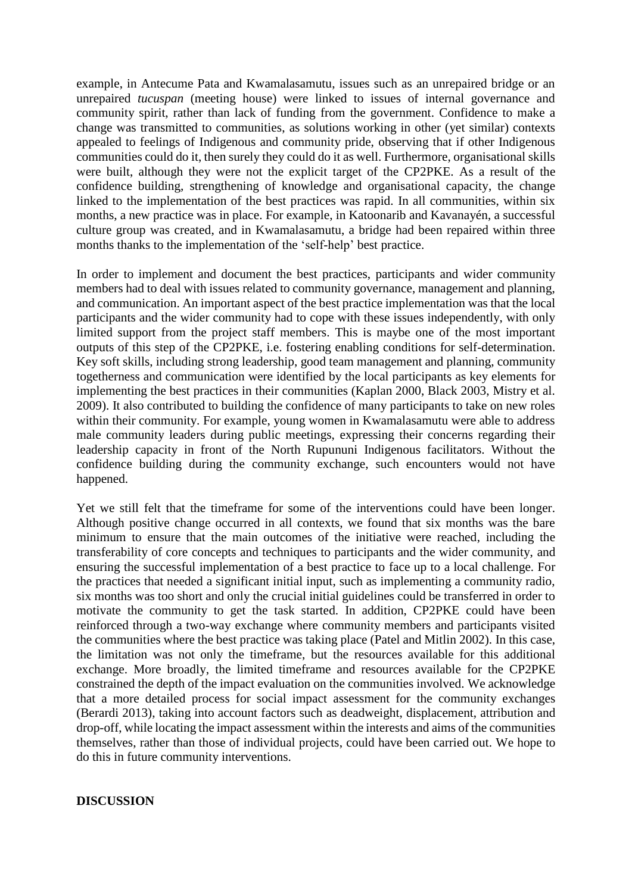example, in Antecume Pata and Kwamalasamutu, issues such as an unrepaired bridge or an unrepaired *tucuspan* (meeting house) were linked to issues of internal governance and community spirit, rather than lack of funding from the government. Confidence to make a change was transmitted to communities, as solutions working in other (yet similar) contexts appealed to feelings of Indigenous and community pride, observing that if other Indigenous communities could do it, then surely they could do it as well. Furthermore, organisational skills were built, although they were not the explicit target of the CP2PKE. As a result of the confidence building, strengthening of knowledge and organisational capacity, the change linked to the implementation of the best practices was rapid. In all communities, within six months, a new practice was in place. For example, in Katoonarib and Kavanayén, a successful culture group was created, and in Kwamalasamutu, a bridge had been repaired within three months thanks to the implementation of the 'self-help' best practice.

In order to implement and document the best practices, participants and wider community members had to deal with issues related to community governance, management and planning, and communication. An important aspect of the best practice implementation was that the local participants and the wider community had to cope with these issues independently, with only limited support from the project staff members. This is maybe one of the most important outputs of this step of the CP2PKE, i.e. fostering enabling conditions for self-determination. Key soft skills, including strong leadership, good team management and planning, community togetherness and communication were identified by the local participants as key elements for implementing the best practices in their communities (Kaplan 2000, Black 2003, Mistry et al. 2009). It also contributed to building the confidence of many participants to take on new roles within their community. For example, young women in Kwamalasamutu were able to address male community leaders during public meetings, expressing their concerns regarding their leadership capacity in front of the North Rupununi Indigenous facilitators. Without the confidence building during the community exchange, such encounters would not have happened.

Yet we still felt that the timeframe for some of the interventions could have been longer. Although positive change occurred in all contexts, we found that six months was the bare minimum to ensure that the main outcomes of the initiative were reached, including the transferability of core concepts and techniques to participants and the wider community, and ensuring the successful implementation of a best practice to face up to a local challenge. For the practices that needed a significant initial input, such as implementing a community radio, six months was too short and only the crucial initial guidelines could be transferred in order to motivate the community to get the task started. In addition, CP2PKE could have been reinforced through a two-way exchange where community members and participants visited the communities where the best practice was taking place (Patel and Mitlin 2002). In this case, the limitation was not only the timeframe, but the resources available for this additional exchange. More broadly, the limited timeframe and resources available for the CP2PKE constrained the depth of the impact evaluation on the communities involved. We acknowledge that a more detailed process for social impact assessment for the community exchanges (Berardi 2013), taking into account factors such as deadweight, displacement, attribution and drop-off, while locating the impact assessment within the interests and aims of the communities themselves, rather than those of individual projects, could have been carried out. We hope to do this in future community interventions.

## DISCUSSION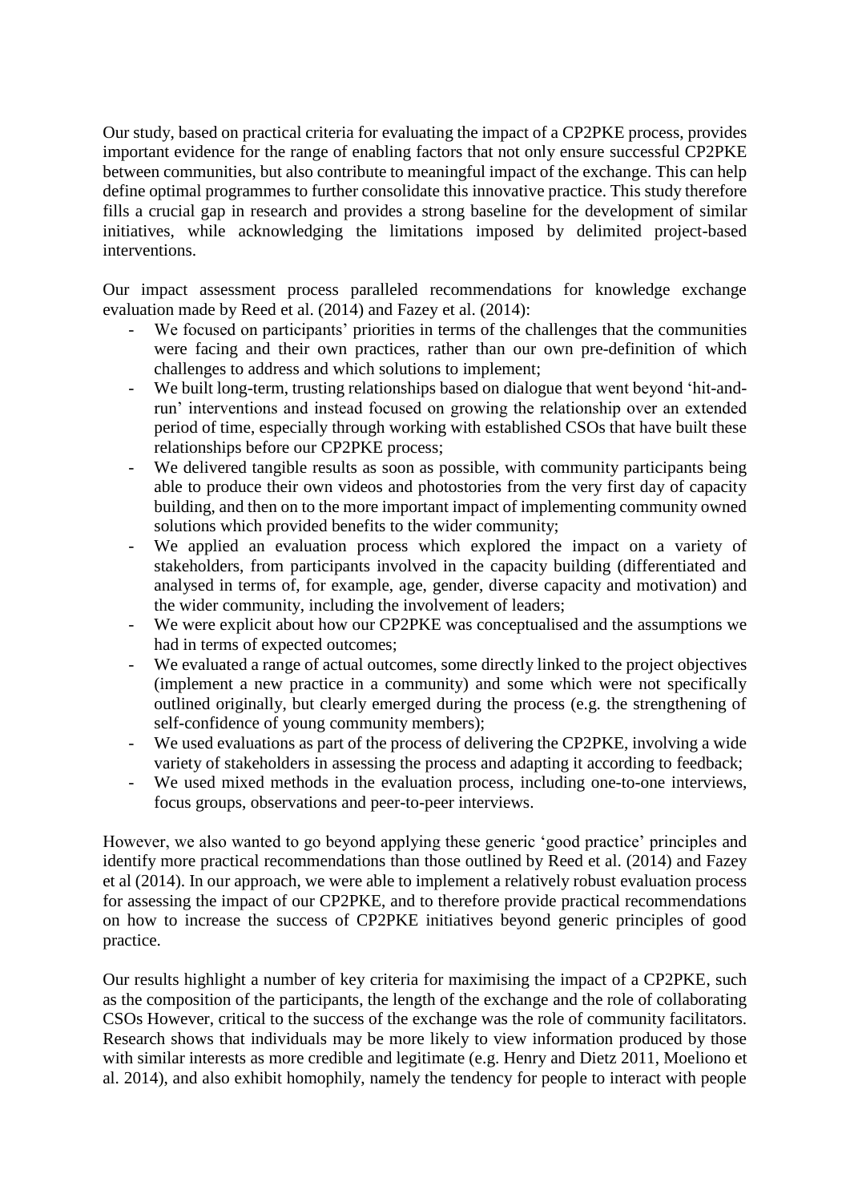Our study, based on practical criteria for evaluating the impact of a CP2PKE process, provides important evidence for the range of enabling factors that not only ensure successful CP2PKE between communities, but also contribute to meaningful impact of the exchange. This can help define optimal programmes to further consolidate this innovative practice. This study therefore fills a crucial gap in research and provides a strong baseline for the development of similar initiatives, while acknowledging the limitations imposed by delimited project-based interventions.

Our impact assessment process paralleled recommendations for knowledge exchange evaluation made by Reed et al. (2014) and Fazey et al. (2014):

- We focused on participants' priorities in terms of the challenges that the communities were facing and their own practices, rather than our own pre-definition of which challenges to address and which solutions to implement;
- We built long-term, trusting relationships based on dialogue that went beyond 'hit-and-run' interventions and instead focused on growing the relationship over an extended period of time, especially through working with established CSOs that have built these relationships before our CP2PKE process;
- We delivered tangible results as soon as possible, with community participants being able to produce their own videos and photostories from the very first day of capacity building, and then on to the more important impact of implementing community owned solutions which provided benefits to the wider community;
- We applied an evaluation process which explored the impact on a variety of stakeholders, from participants involved in the capacity building (differentiated and analysed in terms of, for example, age, gender, diverse capacity and motivation) and the wider community, including the involvement of leaders;
- We were explicit about how our CP2PKE was conceptualised and the assumptions we had in terms of expected outcomes;
- We evaluated a range of actual outcomes, some directly linked to the project objectives (implement a new practice in a community) and some which were not specifically outlined originally, but clearly emerged during the process (e.g. the strengthening of self-confidence of young community members);
- We used evaluations as part of the process of delivering the CP2PKE, involving a wide variety of stakeholders in assessing the process and adapting it according to feedback;
- We used mixed methods in the evaluation process, including one-to-one interviews, focus groups, observations and peer-to-peer interviews.

However, we also wanted to go beyond applying these generic 'good practice' principles and identify more practical recommendations than those outlined by Reed et al. (2014) and Fazey et al (2014). In our approach, we were able to implement a relatively robust evaluation process for assessing the impact of our CP2PKE, and to therefore provide practical recommendations on how to increase the success of CP2PKE initiatives beyond generic principles of good practice.

Our results highlight a number of key criteria for maximising the impact of a CP2PKE, such as the composition of the participants, the length of the exchange and the role of collaborating CSOs However, critical to the success of the exchange was the role of community facilitators. Research shows that individuals may be more likely to view information produced by those with similar interests as more credible and legitimate (e.g. Henry and Dietz 2011, Moeliono et al. 2014), and also exhibit homophily, namely the tendency for people to interact with people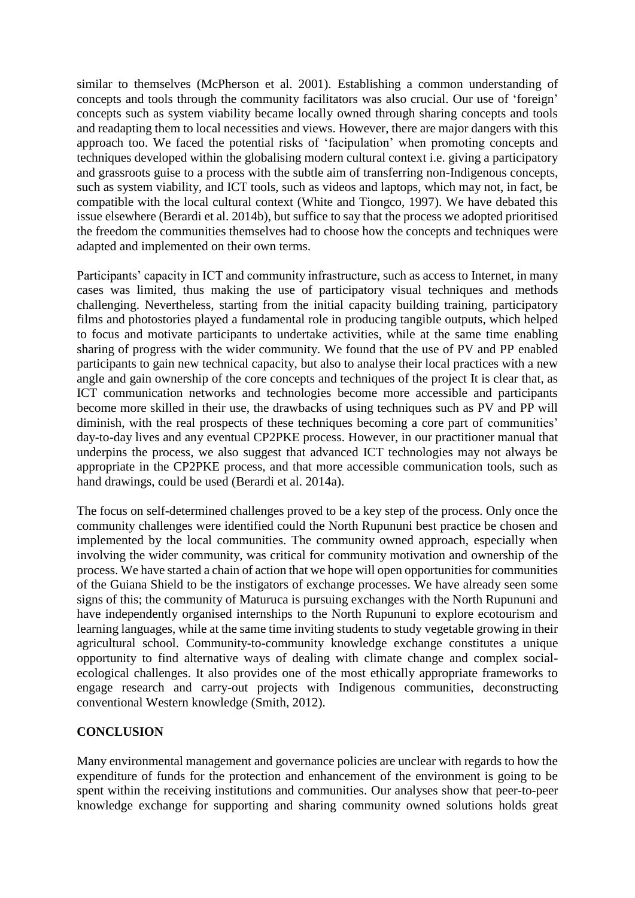similar to themselves (McPherson et al. 2001). Establishing a common understanding of concepts and tools through the community facilitators was also crucial. Our use of 'foreign' concepts such as system viability became locally owned through sharing concepts and tools and readapting them to local necessities and views. However, there are major dangers with this approach too. We faced the potential risks of 'facipulation' when promoting concepts and techniques developed within the globalising modern cultural context i.e. giving a participatory and grassroots guise to a process with the subtle aim of transferring non-Indigenous concepts, such as system viability, and ICT tools, such as videos and laptops, which may not, in fact, be compatible with the local cultural context (White and Tiongco, 1997). We have debated this issue elsewhere (Berardi et al. 2014b), but suffice to say that the process we adopted prioritised the freedom the communities themselves had to choose how the concepts and techniques were adapted and implemented on their own terms.

Participants' capacity in ICT and community infrastructure, such as access to Internet, in many cases was limited, thus making the use of participatory visual techniques and methods challenging. Nevertheless, starting from the initial capacity building training, participatory films and photostories played a fundamental role in producing tangible outputs, which helped to focus and motivate participants to undertake activities, while at the same time enabling sharing of progress with the wider community. We found that the use of PV and PP enabled participants to gain new technical capacity, but also to analyse their local practices with a new angle and gain ownership of the core concepts and techniques of the project It is clear that, as ICT communication networks and technologies become more accessible and participants become more skilled in their use, the drawbacks of using techniques such as PV and PP will diminish, with the real prospects of these techniques becoming a core part of communities' day-to-day lives and any eventual CP2PKE process. However, in our practitioner manual that underpins the process, we also suggest that advanced ICT technologies may not always be appropriate in the CP2PKE process, and that more accessible communication tools, such as hand drawings, could be used (Berardi et al. 2014a).

The focus on self-determined challenges proved to be a key step of the process. Only once the community challenges were identified could the North Rupununi best practice be chosen and implemented by the local communities. The community owned approach, especially when involving the wider community, was critical for community motivation and ownership of the process. We have started a chain of action that we hope will open opportunities for communities of the Guiana Shield to be the instigators of exchange processes. We have already seen some signs of this; the community of Maturuca is pursuing exchanges with the North Rupununi and have independently organised internships to the North Rupununi to explore ecotourism and learning languages, while at the same time inviting students to study vegetable growing in their agricultural school. Community-to-community knowledge exchange constitutes a unique opportunity to find alternative ways of dealing with climate change and complex social-ecological challenges. It also provides one of the most ethically appropriate frameworks to engage research and carry-out projects with Indigenous communities, deconstructing conventional Western knowledge (Smith, 2012).

## CONCLUSION

Many environmental management and governance policies are unclear with regards to how the expenditure of funds for the protection and enhancement of the environment is going to be spent within the receiving institutions and communities. Our analyses show that peer-to-peer knowledge exchange for supporting and sharing community owned solutions holds great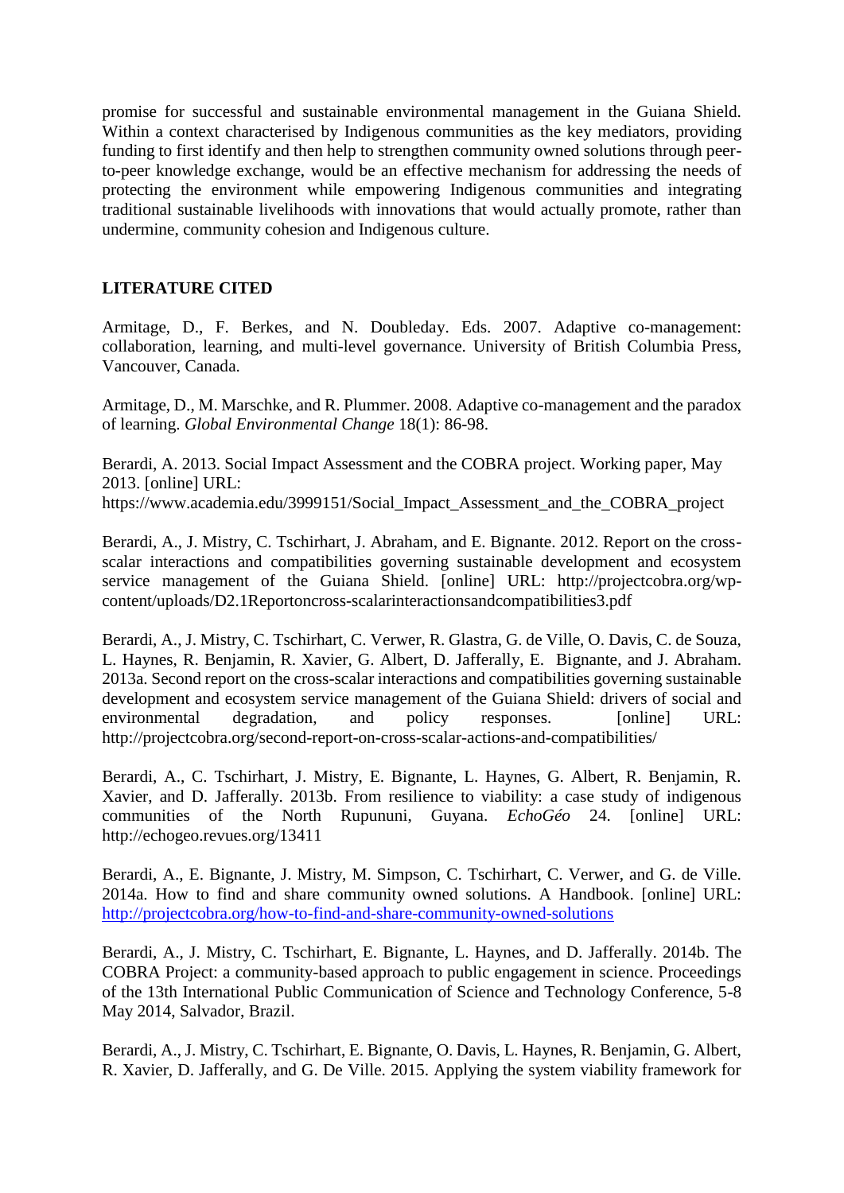promise for successful and sustainable environmental management in the Guiana Shield. Within a context characterised by Indigenous communities as the key mediators, providing funding to first identify and then help to strengthen community owned solutions through peer-to-peer knowledge exchange, would be an effective mechanism for addressing the needs of protecting the environment while empowering Indigenous communities and integrating traditional sustainable livelihoods with innovations that would actually promote, rather than undermine, community cohesion and Indigenous culture.

## LITERATURE CITED

Armitage, D., F. Berkes, and N. Doubleday. Eds. 2007. Adaptive co-management: collaboration, learning, and multi-level governance. University of British Columbia Press, Vancouver, Canada.

Armitage, D., M. Marschke, and R. Plummer. 2008. Adaptive co-management and the paradox of learning. *Global Environmental Change* 18(1): 86-98.

Berardi, A. 2013. Social Impact Assessment and the COBRA project. Working paper, May 2013. [online] URL: https://www.academia.edu/3999151/Social_Impact_Assessment_and_the_COBRA_project

Berardi, A., J. Mistry, C. Tschirhart, J. Abraham, and E. Bignante. 2012. Report on the cross-scalar interactions and compatibilities governing sustainable development and ecosystem service management of the Guiana Shield. [online] URL: http://projectcobra.org/wp-content/uploads/D2.1Reportoncross-scalarinteractionsandcompatibilities3.pdf

Berardi, A., J. Mistry, C. Tschirhart, C. Verwer, R. Glastra, G. de Ville, O. Davis, C. de Souza, L. Haynes, R. Benjamin, R. Xavier, G. Albert, D. Jafferally, E. Bignante, and J. Abraham. 2013a. Second report on the cross-scalar interactions and compatibilities governing sustainable development and ecosystem service management of the Guiana Shield: drivers of social and environmental degradation, and policy responses. [online] URL: http://projectcobra.org/second-report-on-cross-scalar-actions-and-compatibilities/

Berardi, A., C. Tschirhart, J. Mistry, E. Bignante, L. Haynes, G. Albert, R. Benjamin, R. Xavier, and D. Jafferally. 2013b. From resilience to viability: a case study of indigenous communities of the North Rupununi, Guyana. *EchoGéo* 24. [online] URL: http://echogeo.revues.org/13411

Berardi, A., E. Bignante, J. Mistry, M. Simpson, C. Tschirhart, C. Verwer, and G. de Ville. 2014a. How to find and share community owned solutions. A Handbook. [online] URL: http://projectcobra.org/how-to-find-and-share-community-owned-solutions

Berardi, A., J. Mistry, C. Tschirhart, E. Bignante, L. Haynes, and D. Jafferally. 2014b. The COBRA Project: a community-based approach to public engagement in science. Proceedings of the 13th International Public Communication of Science and Technology Conference, 5-8 May 2014, Salvador, Brazil.

Berardi, A., J. Mistry, C. Tschirhart, E. Bignante, O. Davis, L. Haynes, R. Benjamin, G. Albert, R. Xavier, D. Jafferally, and G. De Ville. 2015. Applying the system viability framework for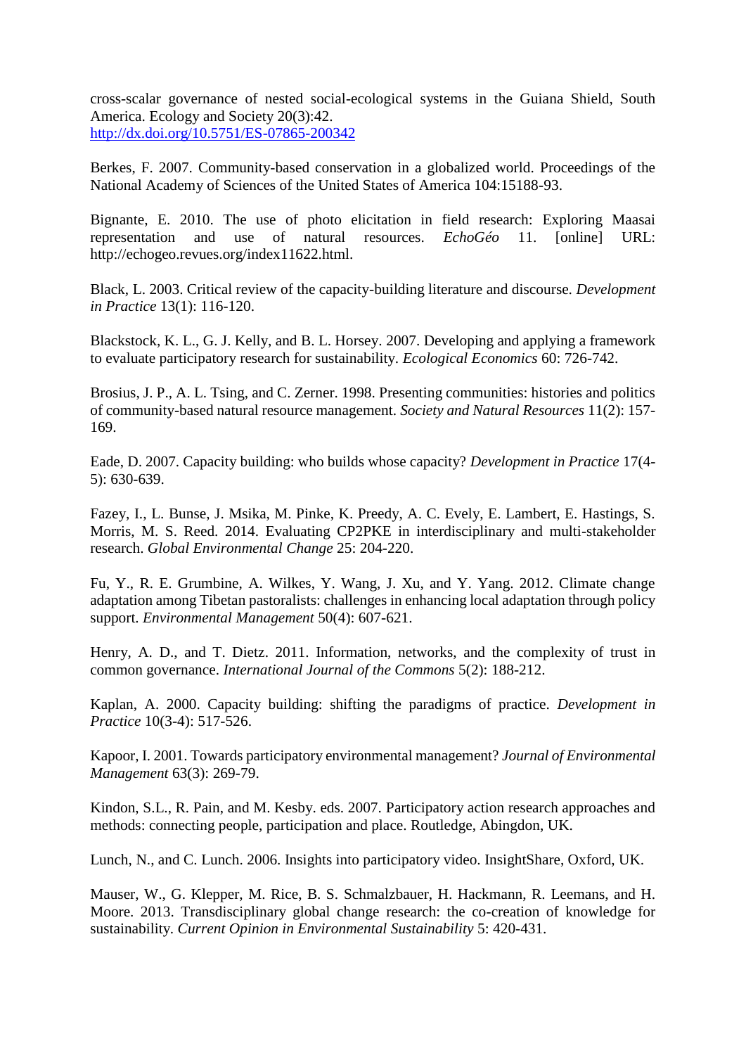cross-scalar governance of nested social-ecological systems in the Guiana Shield, South America. Ecology and Society 20(3):42. http://dx.doi.org/10.5751/ES-07865-200342

Berkes, F. 2007. Community-based conservation in a globalized world. Proceedings of the National Academy of Sciences of the United States of America 104:15188-93.

Bignante, E. 2010. The use of photo elicitation in field research: Exploring Maasai representation and use of natural resources. *EchoGéo* 11. [online] URL: http://echogeo.revues.org/index11622.html.

Black, L. 2003. Critical review of the capacity-building literature and discourse. *Development in Practice* 13(1): 116-120.

Blackstock, K. L., G. J. Kelly, and B. L. Horsey. 2007. Developing and applying a framework to evaluate participatory research for sustainability. *Ecological Economics* 60: 726-742.

Brosius, J. P., A. L. Tsing, and C. Zerner. 1998. Presenting communities: histories and politics of community-based natural resource management. *Society and Natural Resources* 11(2): 157-169.

Eade, D. 2007. Capacity building: who builds whose capacity? *Development in Practice* 17(4-5): 630-639.

Fazey, I., L. Bunse, J. Msika, M. Pinke, K. Preedy, A. C. Evely, E. Lambert, E. Hastings, S. Morris, M. S. Reed. 2014. Evaluating CP2PKE in interdisciplinary and multi-stakeholder research. *Global Environmental Change* 25: 204-220.

Fu, Y., R. E. Grumbine, A. Wilkes, Y. Wang, J. Xu, and Y. Yang. 2012. Climate change adaptation among Tibetan pastoralists: challenges in enhancing local adaptation through policy support. *Environmental Management* 50(4): 607-621.

Henry, A. D., and T. Dietz. 2011. Information, networks, and the complexity of trust in common governance. *International Journal of the Commons* 5(2): 188-212.

Kaplan, A. 2000. Capacity building: shifting the paradigms of practice. *Development in Practice* 10(3-4): 517-526.

Kapoor, I. 2001. Towards participatory environmental management? *Journal of Environmental Management* 63(3): 269-79.

Kindon, S.L., R. Pain, and M. Kesby. eds. 2007. Participatory action research approaches and methods: connecting people, participation and place. Routledge, Abingdon, UK.

Lunch, N., and C. Lunch. 2006. Insights into participatory video. InsightShare, Oxford, UK.

Mauser, W., G. Klepper, M. Rice, B. S. Schmalzbauer, H. Hackmann, R. Leemans, and H. Moore. 2013. Transdisciplinary global change research: the co-creation of knowledge for sustainability. *Current Opinion in Environmental Sustainability* 5: 420-431.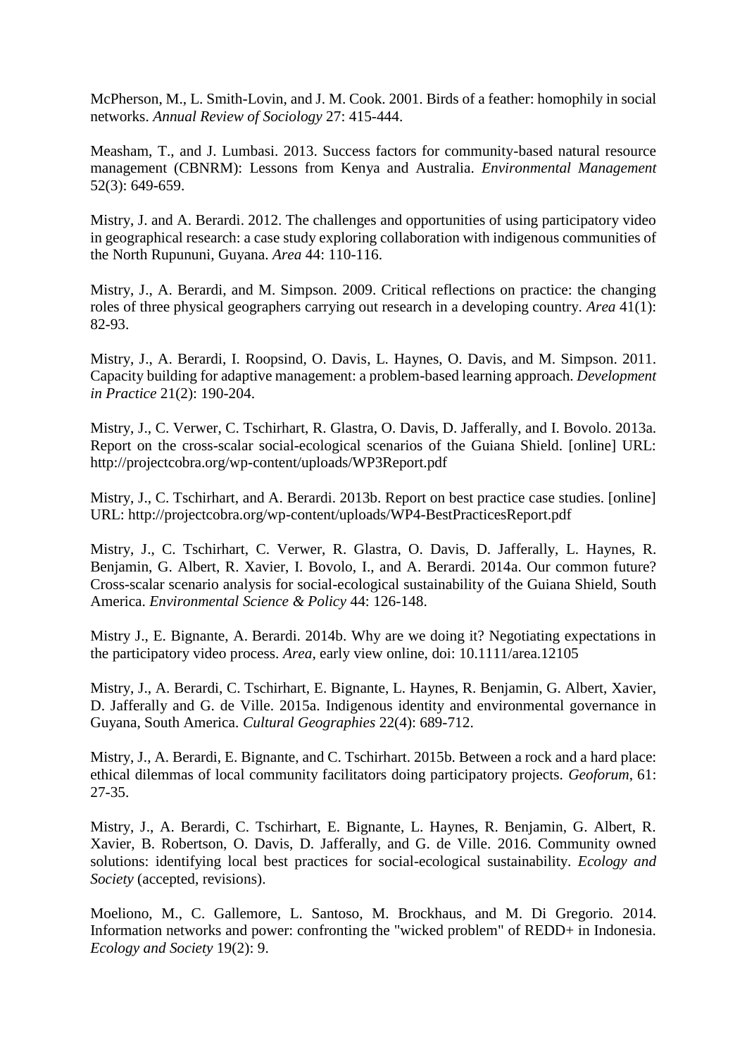McPherson, M., L. Smith-Lovin, and J. M. Cook. 2001. Birds of a feather: homophily in social networks. *Annual Review of Sociology* 27: 415-444.

Measham, T., and J. Lumbasi. 2013. Success factors for community-based natural resource management (CBNRM): Lessons from Kenya and Australia. *Environmental Management* 52(3): 649-659.

Mistry, J. and A. Berardi. 2012. The challenges and opportunities of using participatory video in geographical research: a case study exploring collaboration with indigenous communities of the North Rupununi, Guyana. *Area* 44: 110-116.

Mistry, J., A. Berardi, and M. Simpson. 2009. Critical reflections on practice: the changing roles of three physical geographers carrying out research in a developing country. *Area* 41(1): 82-93.

Mistry, J., A. Berardi, I. Roopsind, O. Davis, L. Haynes, O. Davis, and M. Simpson. 2011. Capacity building for adaptive management: a problem-based learning approach. *Development in Practice* 21(2): 190-204.

Mistry, J., C. Verwer, C. Tschirhart, R. Glastra, O. Davis, D. Jafferally, and I. Bovolo. 2013a. Report on the cross-scalar social-ecological scenarios of the Guiana Shield. [online] URL: http://projectcobra.org/wp-content/uploads/WP3Report.pdf

Mistry, J., C. Tschirhart, and A. Berardi. 2013b. Report on best practice case studies. [online] URL: http://projectcobra.org/wp-content/uploads/WP4-BestPracticesReport.pdf

Mistry, J., C. Tschirhart, C. Verwer, R. Glastra, O. Davis, D. Jafferally, L. Haynes, R. Benjamin, G. Albert, R. Xavier, I. Bovolo, I., and A. Berardi. 2014a. Our common future? Cross-scalar scenario analysis for social-ecological sustainability of the Guiana Shield, South America. *Environmental Science & Policy* 44: 126-148.

Mistry J., E. Bignante, A. Berardi. 2014b. Why are we doing it? Negotiating expectations in the participatory video process. *Area,* early view online, doi: 10.1111/area.12105

Mistry, J., A. Berardi, C. Tschirhart, E. Bignante, L. Haynes, R. Benjamin, G. Albert, Xavier, D. Jafferally and G. de Ville. 2015a. Indigenous identity and environmental governance in Guyana, South America. *Cultural Geographies* 22(4): 689-712.

Mistry, J., A. Berardi, E. Bignante, and C. Tschirhart. 2015b. Between a rock and a hard place: ethical dilemmas of local community facilitators doing participatory projects. *Geoforum*, 61: 27-35.

Mistry, J., A. Berardi, C. Tschirhart, E. Bignante, L. Haynes, R. Benjamin, G. Albert, R. Xavier, B. Robertson, O. Davis, D. Jafferally, and G. de Ville. 2016. Community owned solutions: identifying local best practices for social-ecological sustainability. *Ecology and Society* (accepted, revisions).

Moeliono, M., C. Gallemore, L. Santoso, M. Brockhaus, and M. Di Gregorio. 2014. Information networks and power: confronting the "wicked problem" of REDD+ in Indonesia. *Ecology and Society* 19(2): 9.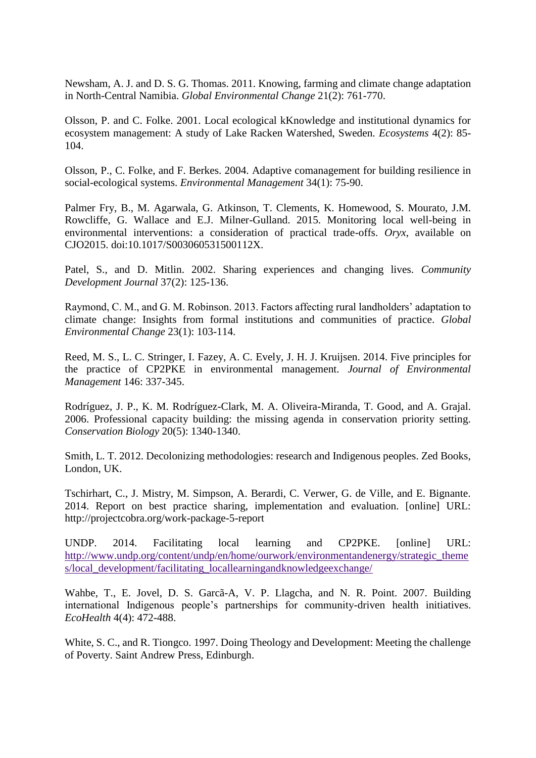Newsham, A. J. and D. S. G. Thomas. 2011. Knowing, farming and climate change adaptation in North-Central Namibia. *Global Environmental Change* 21(2): 761-770.

Olsson, P. and C. Folke. 2001. Local ecological kKnowledge and institutional dynamics for ecosystem management: A study of Lake Racken Watershed, Sweden. *Ecosystems* 4(2): 85-104.

Olsson, P., C. Folke, and F. Berkes. 2004. Adaptive comanagement for building resilience in social-ecological systems. *Environmental Management* 34(1): 75-90.

Palmer Fry, B., M. Agarwala, G. Atkinson, T. Clements, K. Homewood, S. Mourato, J.M. Rowcliffe, G. Wallace and E.J. Milner-Gulland. 2015. Monitoring local well-being in environmental interventions: a consideration of practical trade-offs. *Oryx*, available on CJO2015. doi:10.1017/S003060531500112X.

Patel, S., and D. Mitlin. 2002. Sharing experiences and changing lives. *Community Development Journal* 37(2): 125-136.

Raymond, C. M., and G. M. Robinson. 2013. Factors affecting rural landholders' adaptation to climate change: Insights from formal institutions and communities of practice. *Global Environmental Change* 23(1): 103-114.

Reed, M. S., L. C. Stringer, I. Fazey, A. C. Evely, J. H. J. Kruijsen. 2014. Five principles for the practice of CP2PKE in environmental management. *Journal of Environmental Management* 146: 337-345.

Rodríguez, J. P., K. M. Rodríguez-Clark, M. A. Oliveira-Miranda, T. Good, and A. Grajal. 2006. Professional capacity building: the missing agenda in conservation priority setting. *Conservation Biology* 20(5): 1340-1340.

Smith, L. T. 2012. Decolonizing methodologies: research and Indigenous peoples. Zed Books, London, UK.

Tschirhart, C., J. Mistry, M. Simpson, A. Berardi, C. Verwer, G. de Ville, and E. Bignante. 2014. Report on best practice sharing, implementation and evaluation. [online] URL: http://projectcobra.org/work-package-5-report

UNDP. 2014. Facilitating local learning and CP2PKE. [online] URL: http://www.undp.org/content/undp/en/home/ourwork/environmentandenergy/strategic_themes/local_development/facilitating_locallearningandknowledgeexchange/

Wahbe, T., E. Jovel, D. S. Garcã-A, V. P. Llagcha, and N. R. Point. 2007. Building international Indigenous people's partnerships for community-driven health initiatives. *EcoHealth* 4(4): 472-488.

White, S. C., and R. Tiongco. 1997. Doing Theology and Development: Meeting the challenge of Poverty. Saint Andrew Press, Edinburgh.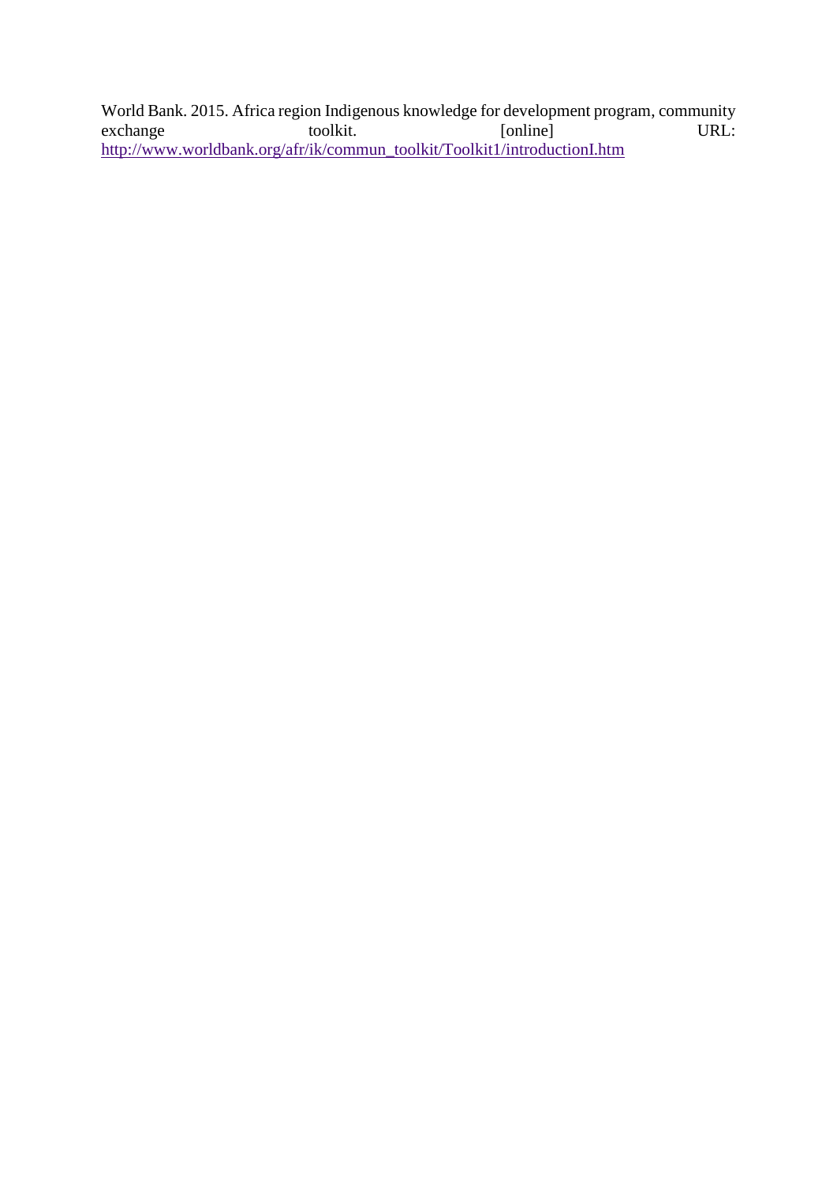World Bank. 2015. Africa region Indigenous knowledge for development program, community exchange toolkit. [online] URL: http://www.worldbank.org/afr/ik/commun_toolkit/Toolkit1/introductionI.htm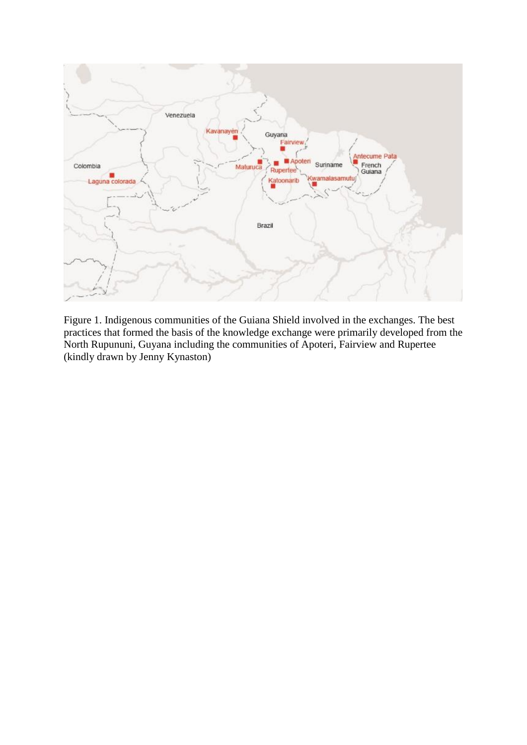Figure 1. Indigenous communities of the Guiana Shield involved in the exchanges. The best practices that formed the basis of the knowledge exchange were primarily developed from the North Rupununi, Guyana including the communities of Apoteri, Fairview and Rupertee (kindly drawn by Jenny Kynaston)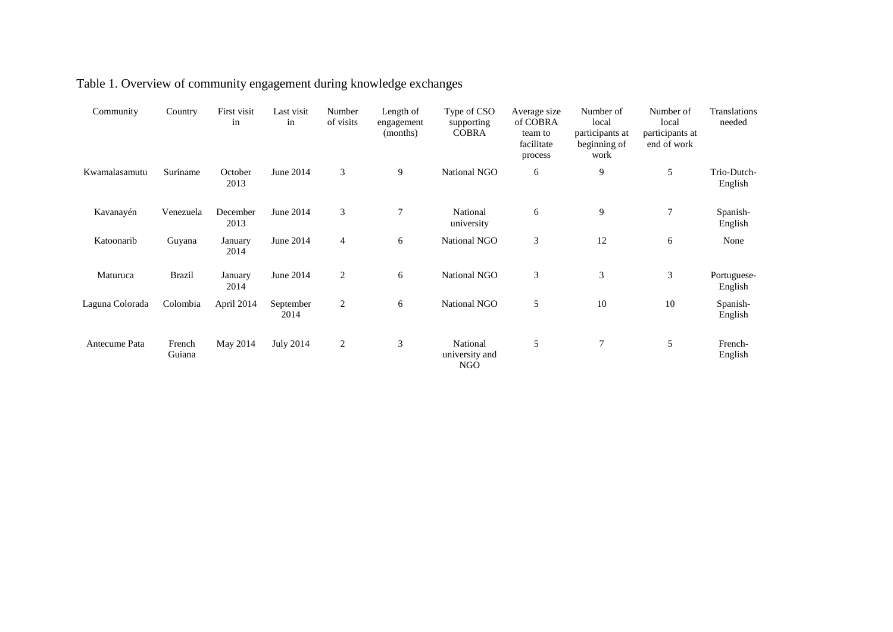Table 1. Overview of community engagement during knowledge exchanges

| Community | Country | First visit in | Last visit in | Number of visits | Length of engagement (months) | Type of CSO supporting COBRA | Average size of COBRA team to facilitate process | Number of local participants at beginning of work | Number of local participants at end of work | Translations needed |
|---|---|---|---|---|---|---|---|---|---|---|
| Kwamalasamutu | Suriname | October 2013 | June 2014 | 3 | 9 | National NGO | 6 | 9 | 5 | Trio-Dutch-English |
| Kavanayén | Venezuela | December 2013 | June 2014 | 3 | 7 | National university | 6 | 9 | 7 | Spanish-English |
| Katoonarib | Guyana | January 2014 | June 2014 | 4 | 6 | National NGO | 3 | 12 | 6 | None |
| Maturuca | Brazil | January 2014 | June 2014 | 2 | 6 | National NGO | 3 | 3 | 3 | Portuguese-English |
| Laguna Colorada | Colombia | April 2014 | September 2014 | 2 | 6 | National NGO | 5 | 10 | 10 | Spanish-English |
| Antecume Pata | French Guiana | May 2014 | July 2014 | 2 | 3 | National university and NGO | 5 | 7 | 5 | French-English |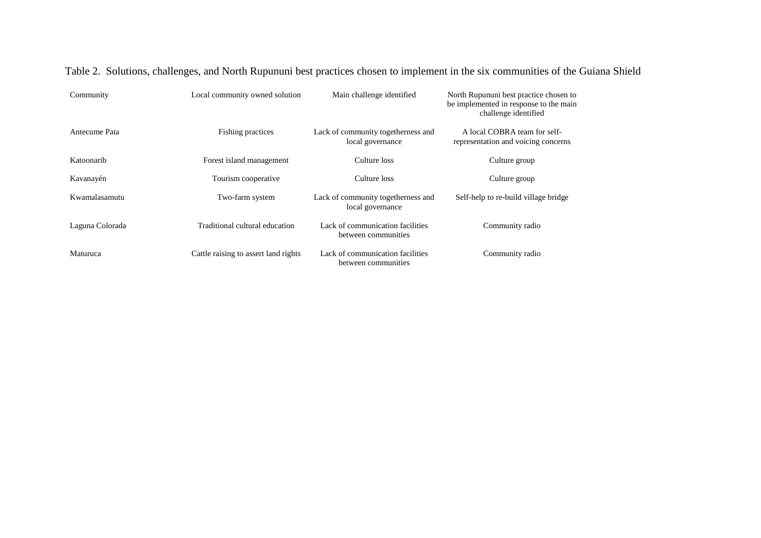Table 2. Solutions, challenges, and North Rupununi best practices chosen to implement in the six communities of the Guiana Shield

| Community | Local community owned solution | Main challenge identified | North Rupununi best practice chosen to be implemented in response to the main challenge identified |
|---|---|---|---|
| Antecume Pata | Fishing practices | Lack of community togetherness and local governance | A local COBRA team for self-representation and voicing concerns |
| Katoonarib | Forest island management | Culture loss | Culture group |
| Kavanayén | Tourism cooperative | Culture loss | Culture group |
| Kwamalasamutu | Two-farm system | Lack of community togetherness and local governance | Self-help to re-build village bridge |
| Laguna Colorada | Traditional cultural education | Lack of communication facilities between communities | Community radio |
| Maturuca | Cattle raising to assert land rights | Lack of communication facilities between communities | Community radio |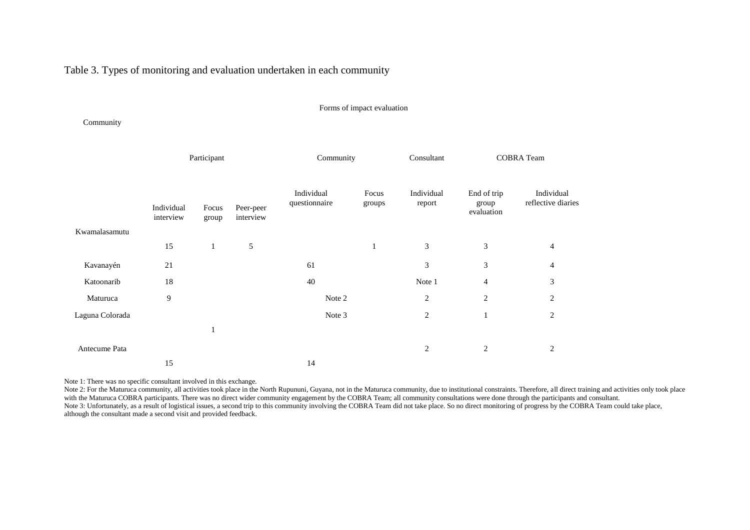Table 3. Types of monitoring and evaluation undertaken in each community

| Community | Forms of impact evaluation | | | | | | | |
|---|---|---|---|---|---|---|---|---|
| | Participant | | | Community | | Consultant | COBRA Team | |
| | Individual interview | Focus group | Peer-peer interview | Individual questionnaire | Focus groups | Individual report | End of trip group evaluation | Individual reflective diaries |
| Kwamalasamutu | 15 | 1 | 5 | | 1 | 3 | 3 | 4 |
| Kavanayén | 21 | | | 61 | | 3 | 3 | 4 |
| Katoonarib | 18 | | | 40 | | Note 1 | 4 | 3 |
| Maturuca | 9 | | | Note 2 | | 2 | 2 | 2 |
| Laguna Colorada | | 1 | | Note 3 | | 2 | 1 | 2 |
| Antecume Pata | 15 | | | 14 | | 2 | 2 | 2 |

Note 1: There was no specific consultant involved in this exchange.
Note 2: For the Maturuca community, all activities took place in the North Rupununi, Guyana, not in the Maturuca community, due to institutional constraints. Therefore, all direct training and activities only took place with the Maturuca COBRA participants. There was no direct wider community engagement by the COBRA Team; all community consultations were done through the participants and consultant.
Note 3: Unfortunately, as a result of logistical issues, a second trip to this community involving the COBRA Team did not take place. So no direct monitoring of progress by the COBRA Team could take place, although the consultant made a second visit and provided feedback.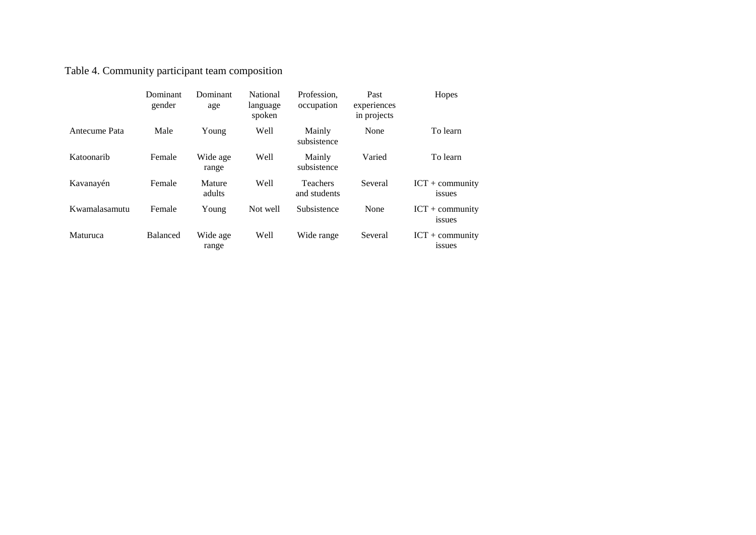Table 4. Community participant team composition

| | Dominant gender | Dominant age | National language spoken | Profession, occupation | Past experiences in projects | Hopes |
|---|---|---|---|---|---|---|
| Antecume Pata | Male | Young | Well | Mainly subsistence | None | To learn |
| Katoonarib | Female | Wide age range | Well | Mainly subsistence | Varied | To learn |
| Kavanayén | Female | Mature adults | Well | Teachers and students | Several | ICT + community issues |
| Kwamalasamutu | Female | Young | Not well | Subsistence | None | ICT + community issues |
| Maturuca | Balanced | Wide age range | Well | Wide range | Several | ICT + community issues |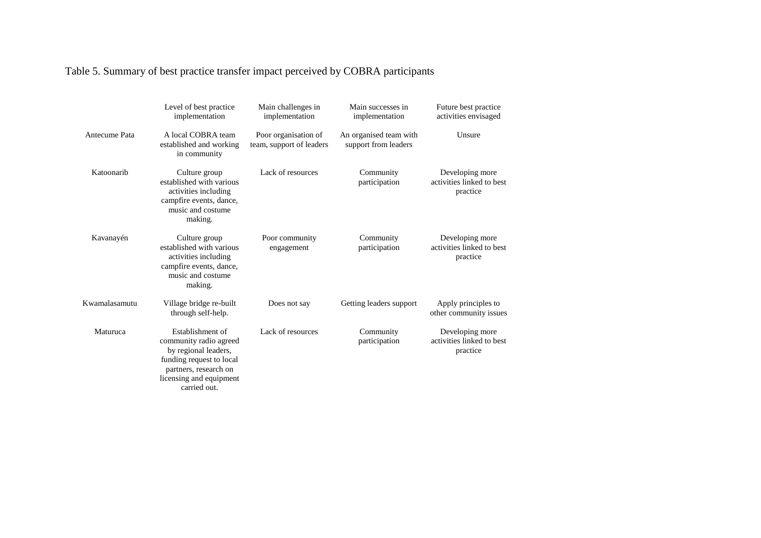Table 5. Summary of best practice transfer impact perceived by COBRA participants

| | Level of best practice implementation | Main challenges in implementation | Main successes in implementation | Future best practice activities envisaged |
|---|---|---|---|---|
| Antecume Pata | A local COBRA team established and working in community | Poor organisation of team, support of leaders | An organised team with support from leaders | Unsure |
| Katoonarib | Culture group established with various activities including campfire events, dance, music and costume making. | Lack of resources | Community participation | Developing more activities linked to best practice |
| Kavanayén | Culture group established with various activities including campfire events, dance, music and costume making. | Poor community engagement | Community participation | Developing more activities linked to best practice |
| Kwamalasamutu | Village bridge re-built through self-help. | Does not say | Getting leaders support | Apply principles to other community issues |
| Maturuca | Establishment of community radio agreed by regional leaders, funding request to local partners, research on licensing and equipment carried out. | Lack of resources | Community participation | Developing more activities linked to best practice |